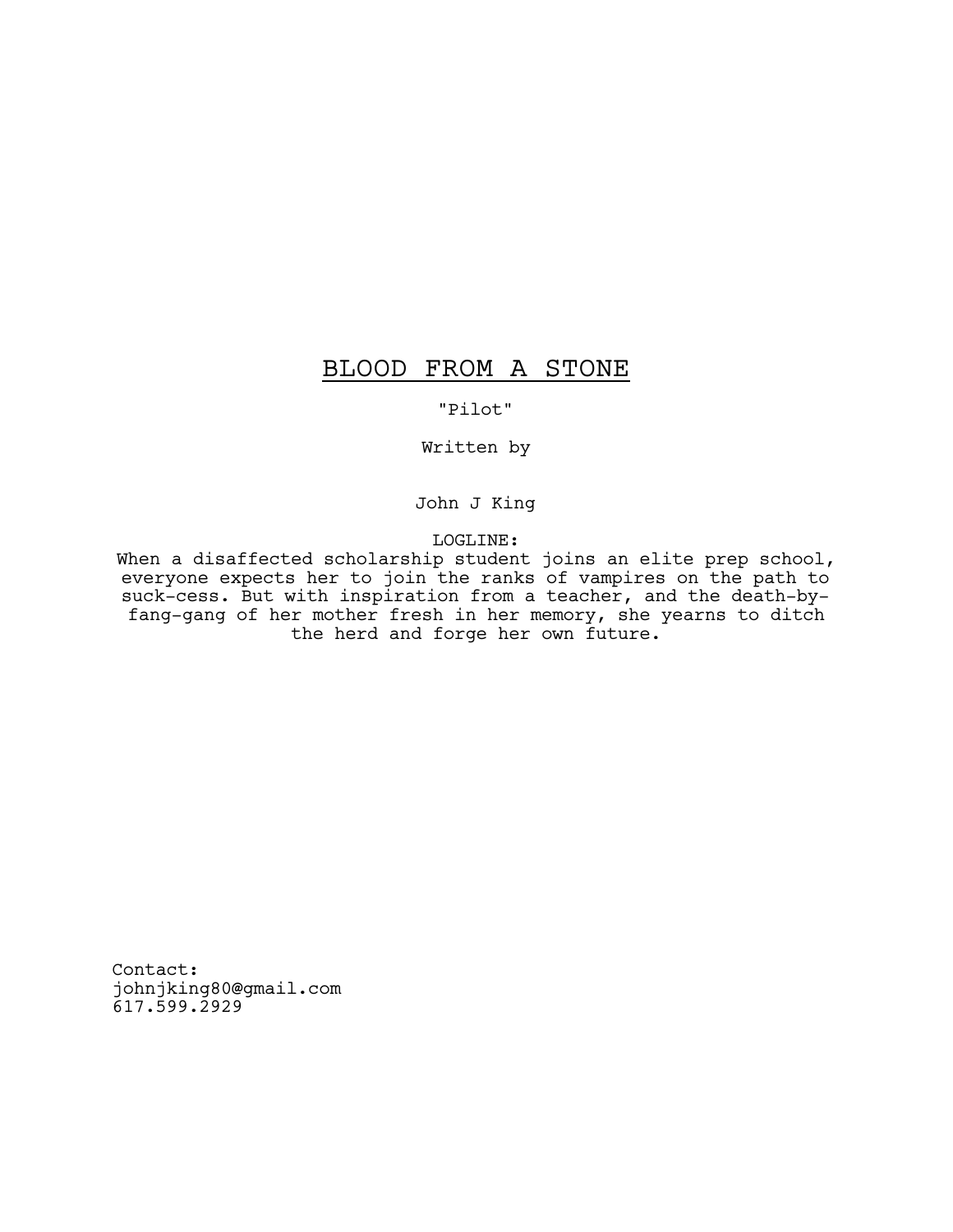# BLOOD FROM A STONE

"Pilot"

Written by

John J King

LOGLINE:
When a disaffected scholarship student joins an elite prep school, everyone expects her to join the ranks of vampires on the path to suck-cess. But with inspiration from a teacher, and the death-by-fang-gang of her mother fresh in her memory, she yearns to ditch the herd and forge her own future.

Contact:
johnjking80@gmail.com
617.599.2929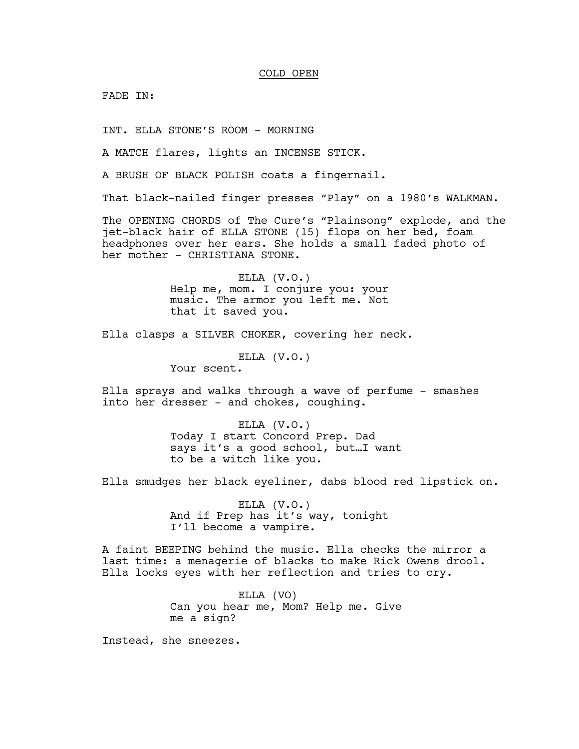COLD OPEN

FADE IN:

INT. ELLA STONE'S ROOM - MORNING

A MATCH flares, lights an INCENSE STICK.

A BRUSH OF BLACK POLISH coats a fingernail.

That black-nailed finger presses "Play" on a 1980's WALKMAN.

The OPENING CHORDS of The Cure's "Plainsong" explode, and the jet-black hair of ELLA STONE (15) flops on her bed, foam headphones over her ears. She holds a small faded photo of her mother - CHRISTIANA STONE.

ELLA (V.O.)
Help me, mom. I conjure you: your music. The armor you left me. Not that it saved you.

Ella clasps a SILVER CHOKER, covering her neck.

ELLA (V.O.)
Your scent.

Ella sprays and walks through a wave of perfume - smashes into her dresser - and chokes, coughing.

ELLA (V.O.)
Today I start Concord Prep. Dad says it's a good school, but…I want to be a witch like you.

Ella smudges her black eyeliner, dabs blood red lipstick on.

ELLA (V.O.)
And if Prep has it's way, tonight I'll become a vampire.

A faint BEEPING behind the music. Ella checks the mirror a last time: a menagerie of blacks to make Rick Owens drool. Ella locks eyes with her reflection and tries to cry.

ELLA (VO)
Can you hear me, Mom? Help me. Give me a sign?

Instead, she sneezes.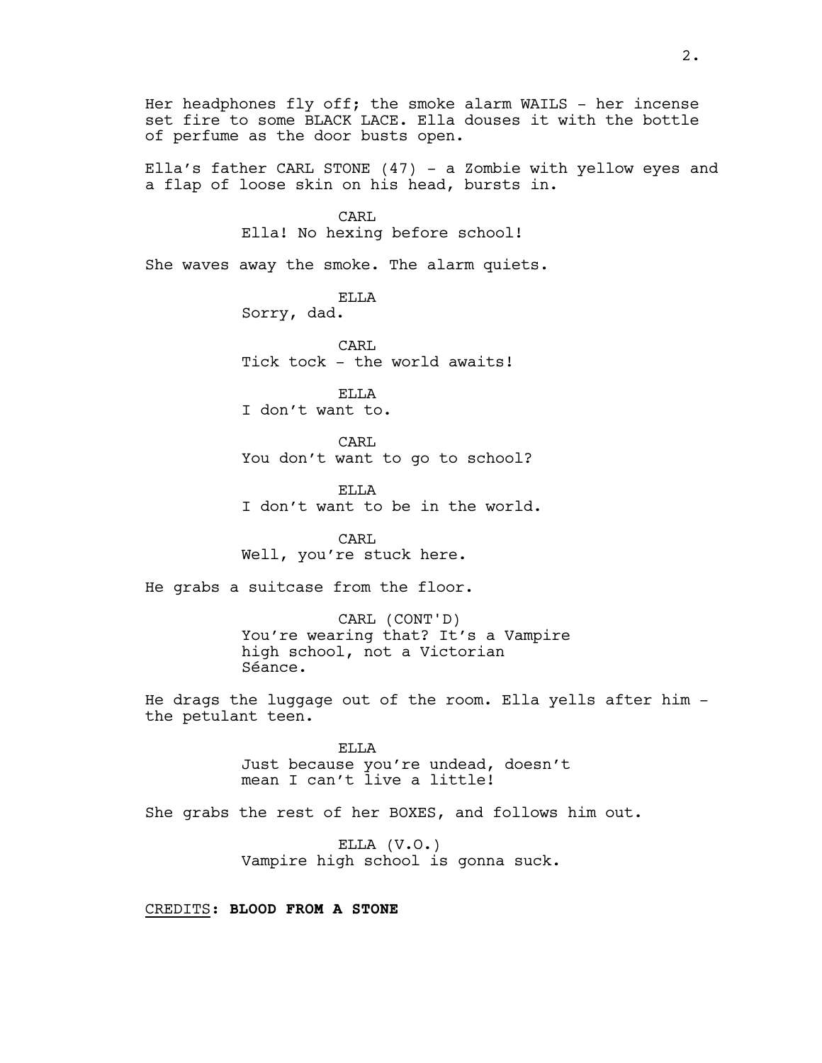Her headphones fly off; the smoke alarm WAILS - her incense set fire to some BLACK LACE. Ella douses it with the bottle of perfume as the door busts open.

Ella's father CARL STONE (47) - a Zombie with yellow eyes and a flap of loose skin on his head, bursts in.

CARL
Ella! No hexing before school!

She waves away the smoke. The alarm quiets.

ELLA
Sorry, dad.

CARL
Tick tock - the world awaits!

ELLA
I don't want to.

CARL
You don't want to go to school?

ELLA
I don't want to be in the world.

CARL
Well, you're stuck here.

He grabs a suitcase from the floor.

CARL (CONT'D)
You're wearing that? It's a Vampire high school, not a Victorian Séance.

He drags the luggage out of the room. Ella yells after him - the petulant teen.

ELLA
Just because you're undead, doesn't mean I can't live a little!

She grabs the rest of her BOXES, and follows him out.

ELLA (V.O.)
Vampire high school is gonna suck.

CREDITS: **BLOOD FROM A STONE**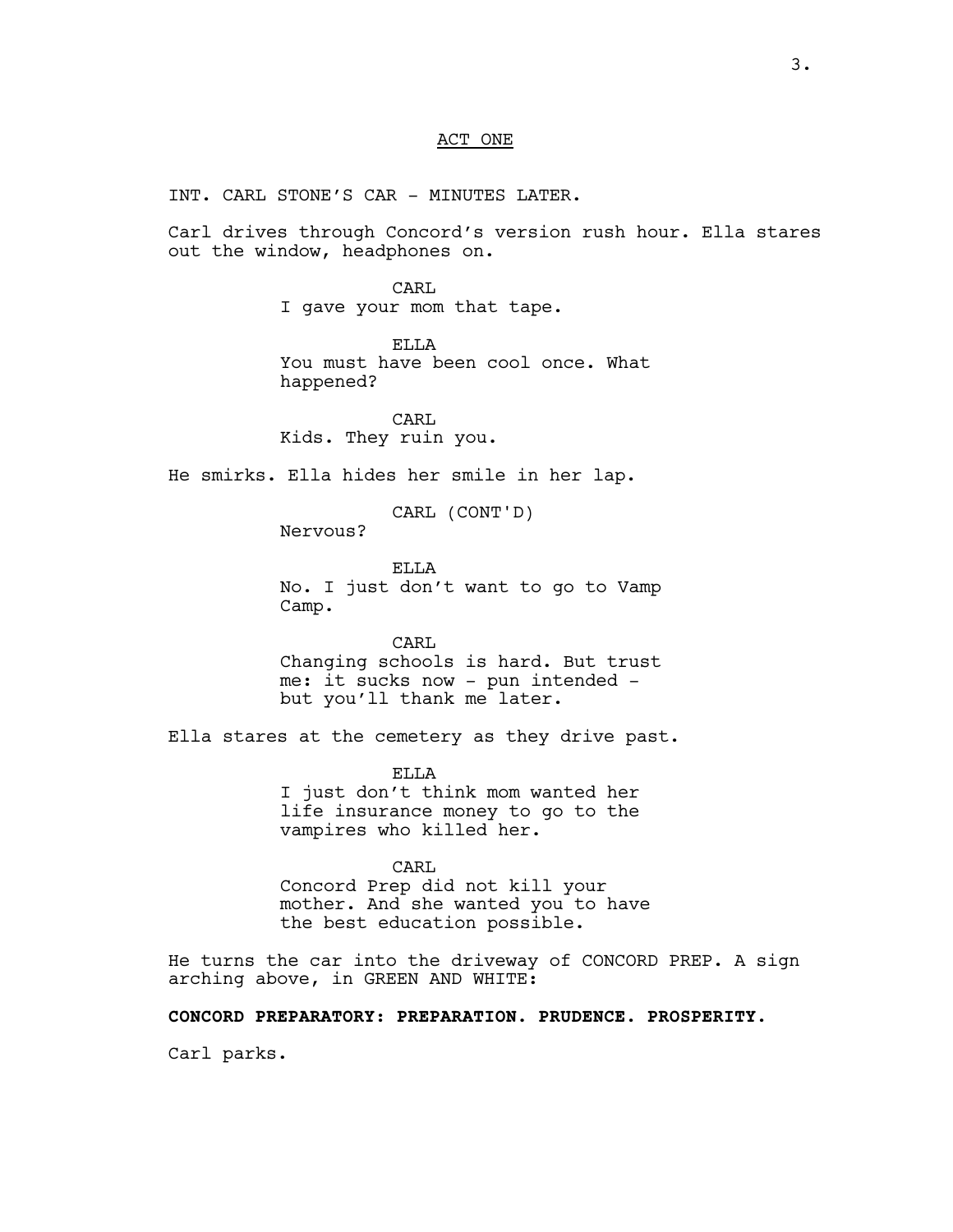ACT ONE

INT. CARL STONE'S CAR - MINUTES LATER.

Carl drives through Concord's version rush hour. Ella stares out the window, headphones on.

CARL
I gave your mom that tape.

ELLA
You must have been cool once. What happened?

CARL
Kids. They ruin you.

He smirks. Ella hides her smile in her lap.

CARL (CONT'D)
Nervous?

ELLA
No. I just don't want to go to Vamp Camp.

CARL
Changing schools is hard. But trust me: it sucks now - pun intended - but you'll thank me later.

Ella stares at the cemetery as they drive past.

ELLA
I just don't think mom wanted her life insurance money to go to the vampires who killed her.

CARL
Concord Prep did not kill your mother. And she wanted you to have the best education possible.

He turns the car into the driveway of CONCORD PREP. A sign arching above, in GREEN AND WHITE:

**CONCORD PREPARATORY: PREPARATION. PRUDENCE. PROSPERITY.**

Carl parks.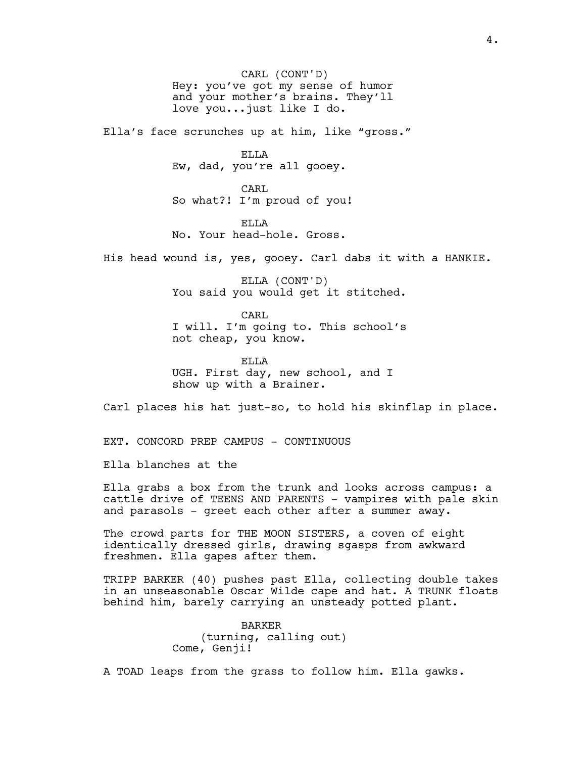CARL (CONT'D)
Hey: you've got my sense of humor and your mother's brains. They'll love you...just like I do.

Ella's face scrunches up at him, like "gross."

ELLA
Ew, dad, you're all gooey.

CARL
So what?! I'm proud of you!

ELLA
No. Your head-hole. Gross.

His head wound is, yes, gooey. Carl dabs it with a HANKIE.

ELLA (CONT'D)
You said you would get it stitched.

CARL
I will. I'm going to. This school's not cheap, you know.

ELLA
UGH. First day, new school, and I show up with a Brainer.

Carl places his hat just-so, to hold his skinflap in place.

EXT. CONCORD PREP CAMPUS - CONTINUOUS

Ella blanches at the

Ella grabs a box from the trunk and looks across campus: a cattle drive of TEENS AND PARENTS - vampires with pale skin and parasols - greet each other after a summer away.

The crowd parts for THE MOON SISTERS, a coven of eight identically dressed girls, drawing sgasps from awkward freshmen. Ella gapes after them.

TRIPP BARKER (40) pushes past Ella, collecting double takes in an unseasonable Oscar Wilde cape and hat. A TRUNK floats behind him, barely carrying an unsteady potted plant.

BARKER
(turning, calling out)
Come, Genji!

A TOAD leaps from the grass to follow him. Ella gawks.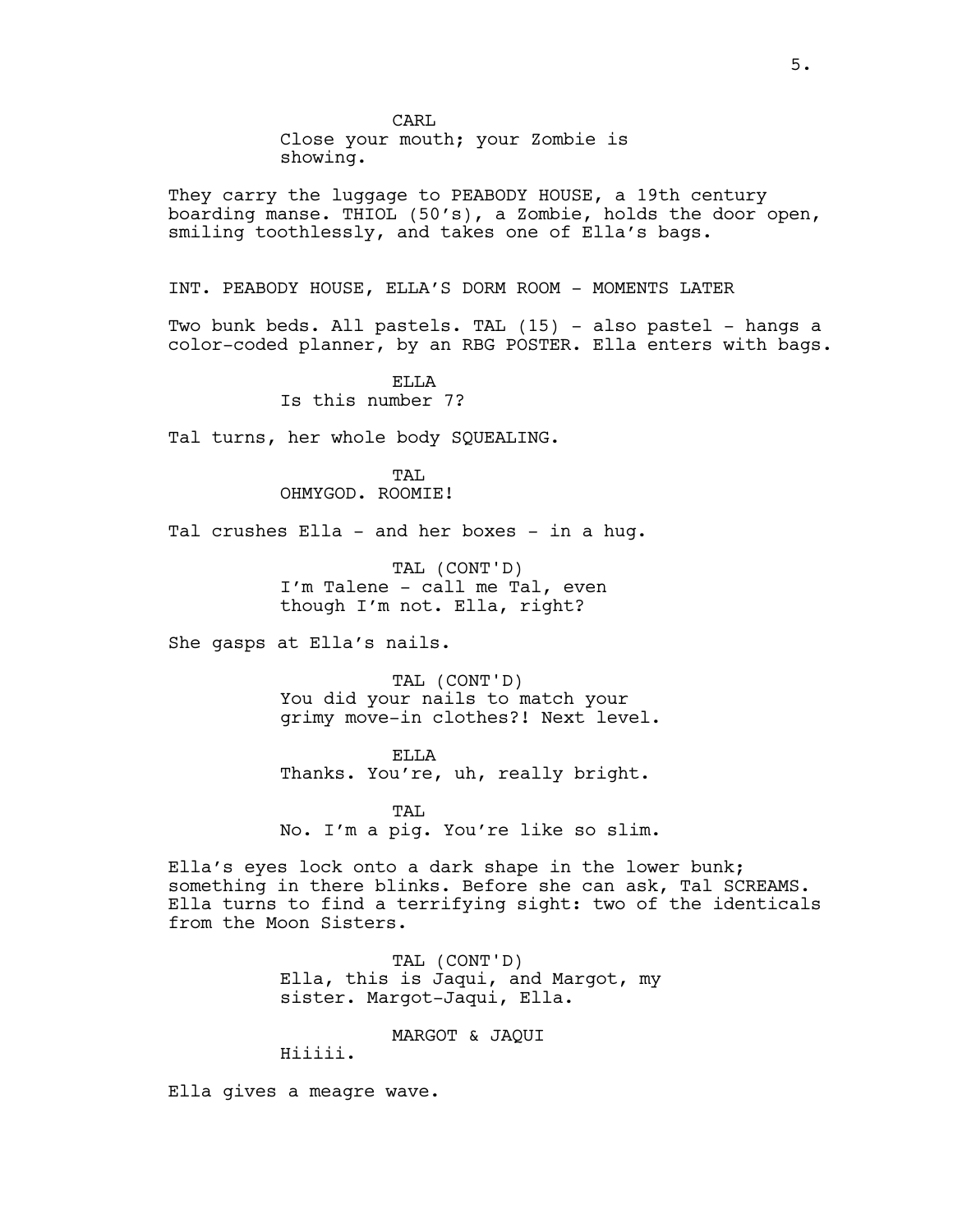CARL
Close your mouth; your Zombie is showing.

They carry the luggage to PEABODY HOUSE, a 19th century boarding manse. THIOL (50's), a Zombie, holds the door open, smiling toothlessly, and takes one of Ella's bags.

INT. PEABODY HOUSE, ELLA'S DORM ROOM - MOMENTS LATER

Two bunk beds. All pastels. TAL (15) - also pastel - hangs a color-coded planner, by an RBG POSTER. Ella enters with bags.

ELLA
Is this number 7?

Tal turns, her whole body SQUEALING.

TAL
OHMYGOD. ROOMIE!

Tal crushes Ella - and her boxes - in a hug.

TAL (CONT'D)
I'm Talene - call me Tal, even though I'm not. Ella, right?

She gasps at Ella's nails.

TAL (CONT'D)
You did your nails to match your grimy move-in clothes?! Next level.

ELLA
Thanks. You're, uh, really bright.

TAL
No. I'm a pig. You're like so slim.

Ella's eyes lock onto a dark shape in the lower bunk; something in there blinks. Before she can ask, Tal SCREAMS. Ella turns to find a terrifying sight: two of the identicals from the Moon Sisters.

TAL (CONT'D)
Ella, this is Jaqui, and Margot, my sister. Margot-Jaqui, Ella.

MARGOT & JAQUI
Hiiiii.

Ella gives a meagre wave.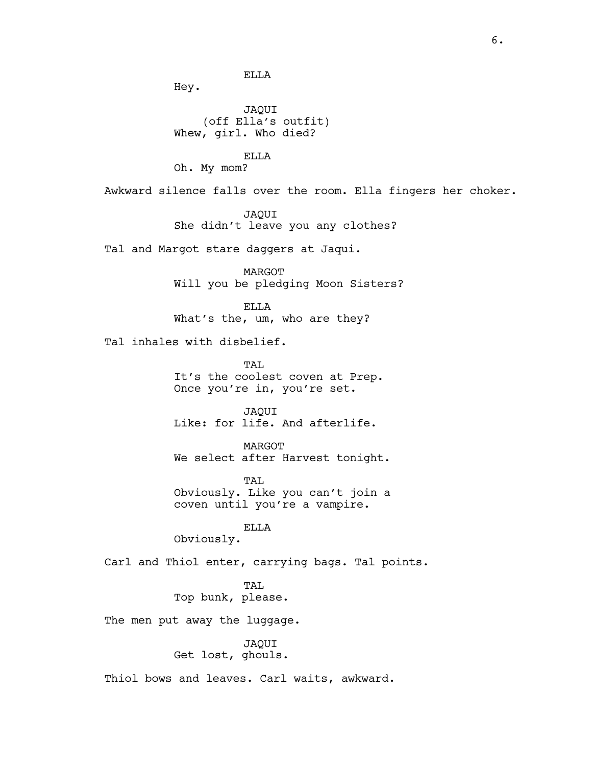ELLA
Hey.

JAQUI
(off Ella's outfit)
Whew, girl. Who died?

ELLA
Oh. My mom?

Awkward silence falls over the room. Ella fingers her choker.

JAQUI
She didn't leave you any clothes?

Tal and Margot stare daggers at Jaqui.

MARGOT
Will you be pledging Moon Sisters?

ELLA
What's the, um, who are they?

Tal inhales with disbelief.

TAL
It's the coolest coven at Prep.
Once you're in, you're set.

JAQUI
Like: for life. And afterlife.

MARGOT
We select after Harvest tonight.

TAL
Obviously. Like you can't join a
coven until you're a vampire.

ELLA
Obviously.

Carl and Thiol enter, carrying bags. Tal points.

TAL
Top bunk, please.

The men put away the luggage.

JAQUI
Get lost, ghouls.

Thiol bows and leaves. Carl waits, awkward.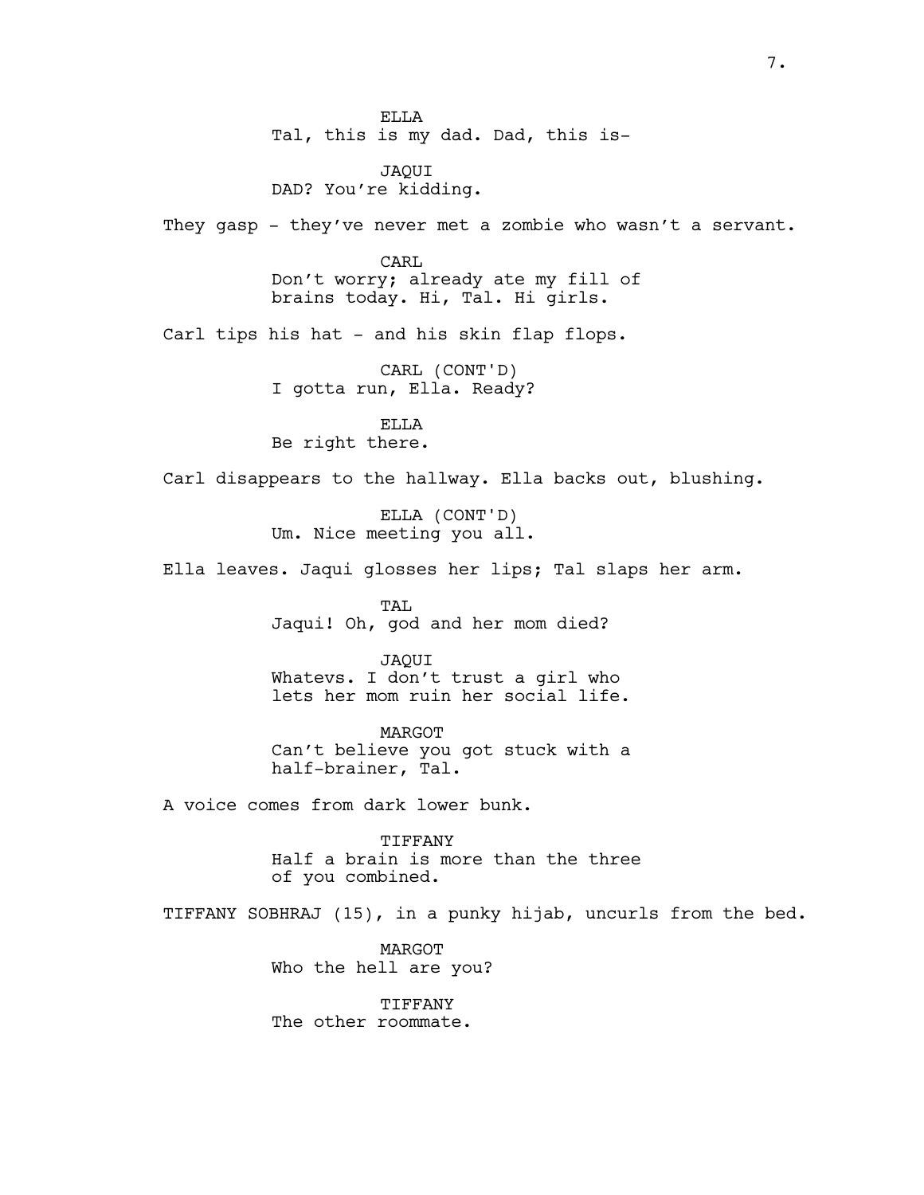ELLA
Tal, this is my dad. Dad, this is-

JAQUI
DAD? You're kidding.

They gasp - they've never met a zombie who wasn't a servant.

CARL
Don't worry; already ate my fill of brains today. Hi, Tal. Hi girls.

Carl tips his hat - and his skin flap flops.

CARL (CONT'D)
I gotta run, Ella. Ready?

ELLA
Be right there.

Carl disappears to the hallway. Ella backs out, blushing.

ELLA (CONT'D)
Um. Nice meeting you all.

Ella leaves. Jaqui glosses her lips; Tal slaps her arm.

TAL
Jaqui! Oh, god and her mom died?

JAQUI
Whatevs. I don't trust a girl who lets her mom ruin her social life.

MARGOT
Can't believe you got stuck with a half-brainer, Tal.

A voice comes from dark lower bunk.

TIFFANY
Half a brain is more than the three of you combined.

TIFFANY SOBHRAJ (15), in a punky hijab, uncurls from the bed.

MARGOT
Who the hell are you?

TIFFANY
The other roommate.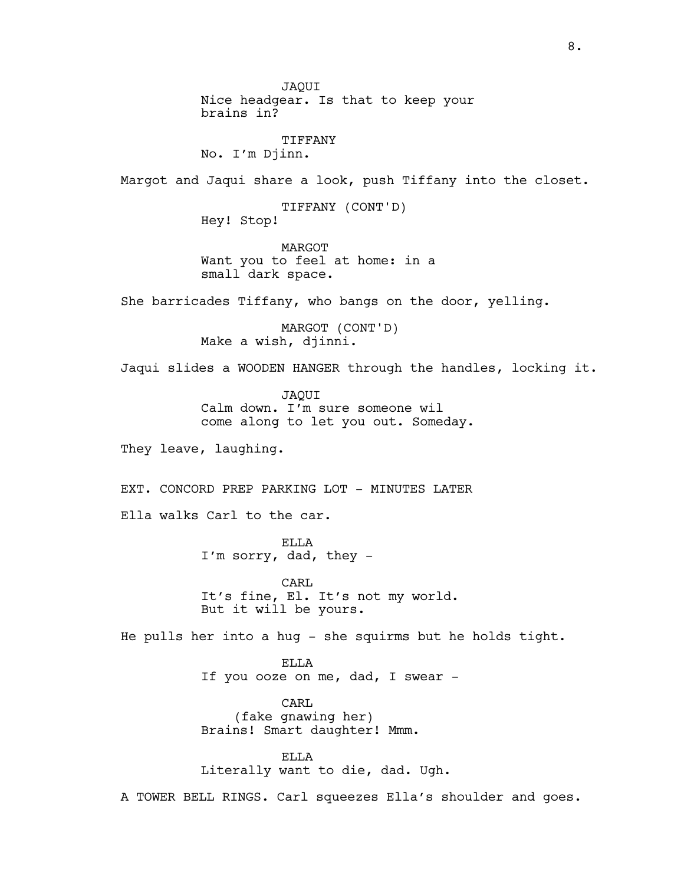JAQUI
Nice headgear. Is that to keep your brains in?

TIFFANY
No. I'm Djinn.

Margot and Jaqui share a look, push Tiffany into the closet.

TIFFANY (CONT'D)
Hey! Stop!

MARGOT
Want you to feel at home: in a small dark space.

She barricades Tiffany, who bangs on the door, yelling.

MARGOT (CONT'D)
Make a wish, djinni.

Jaqui slides a WOODEN HANGER through the handles, locking it.

JAQUI
Calm down. I'm sure someone wil come along to let you out. Someday.

They leave, laughing.

EXT. CONCORD PREP PARKING LOT - MINUTES LATER

Ella walks Carl to the car.

ELLA
I'm sorry, dad, they -

CARL
It's fine, El. It's not my world. But it will be yours.

He pulls her into a hug - she squirms but he holds tight.

ELLA
If you ooze on me, dad, I swear -

CARL
(fake gnawing her)
Brains! Smart daughter! Mmm.

ELLA
Literally want to die, dad. Ugh.

A TOWER BELL RINGS. Carl squeezes Ella's shoulder and goes.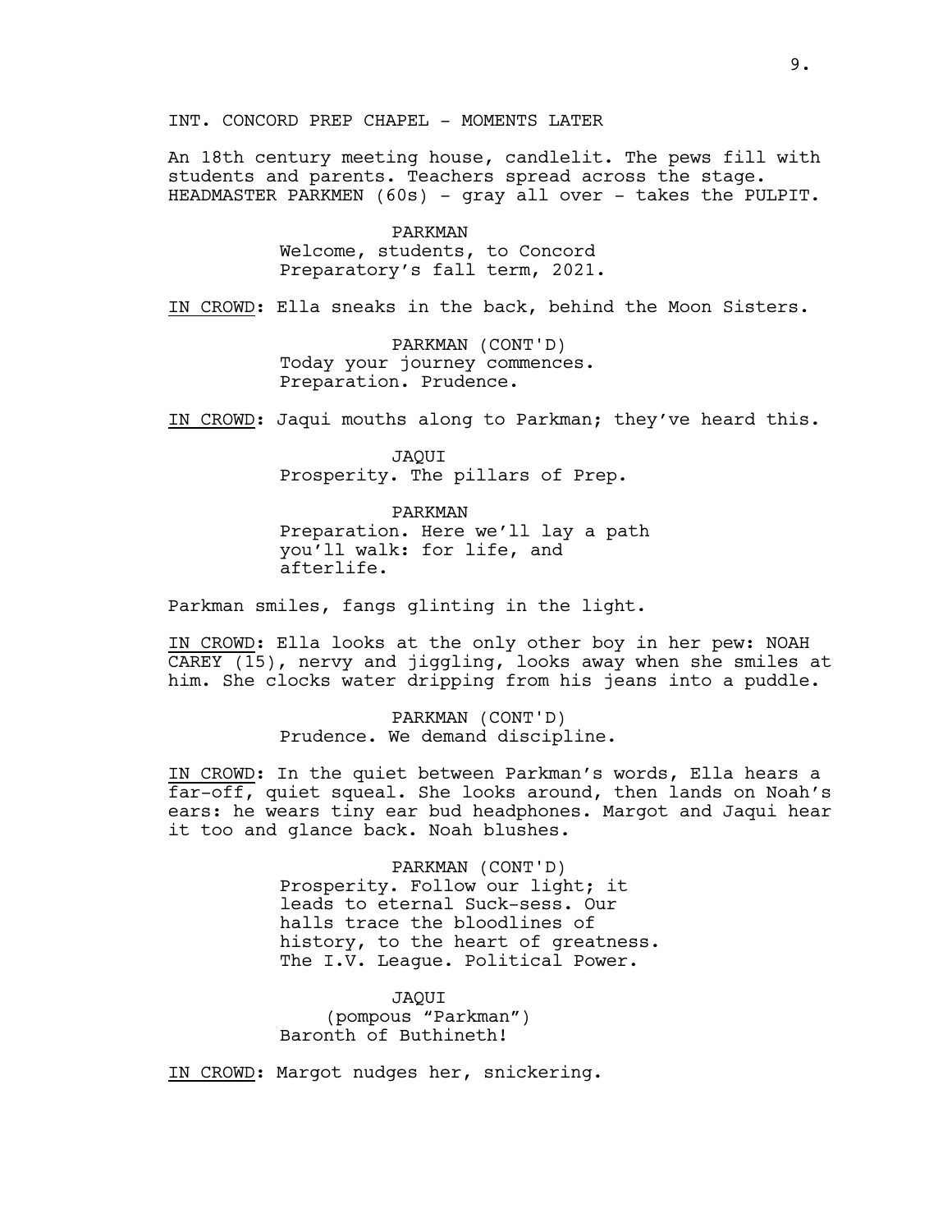INT. CONCORD PREP CHAPEL - MOMENTS LATER

An 18th century meeting house, candlelit. The pews fill with students and parents. Teachers spread across the stage. HEADMASTER PARKMEN (60s) - gray all over - takes the PULPIT.

PARKMAN
Welcome, students, to Concord Preparatory's fall term, 2021.

<u>IN CROWD</u>: Ella sneaks in the back, behind the Moon Sisters.

PARKMAN (CONT'D)
Today your journey commences. Preparation. Prudence.

<u>IN CROWD</u>: Jaqui mouths along to Parkman; they've heard this.

JAQUI
Prosperity. The pillars of Prep.

PARKMAN
Preparation. Here we'll lay a path you'll walk: for life, and afterlife.

Parkman smiles, fangs glinting in the light.

<u>IN CROWD</u>: Ella looks at the only other boy in her pew: NOAH CAREY (15), nervy and jiggling, looks away when she smiles at him. She clocks water dripping from his jeans into a puddle.

PARKMAN (CONT'D)
Prudence. We demand discipline.

<u>IN CROWD</u>: In the quiet between Parkman's words, Ella hears a far-off, quiet squeal. She looks around, then lands on Noah's ears: he wears tiny ear bud headphones. Margot and Jaqui hear it too and glance back. Noah blushes.

PARKMAN (CONT'D)
Prosperity. Follow our light; it leads to eternal Suck-sess. Our halls trace the bloodlines of history, to the heart of greatness. The I.V. League. Political Power.

JAQUI
(pompous "Parkman")
Baronth of Buthineth!

<u>IN CROWD</u>: Margot nudges her, snickering.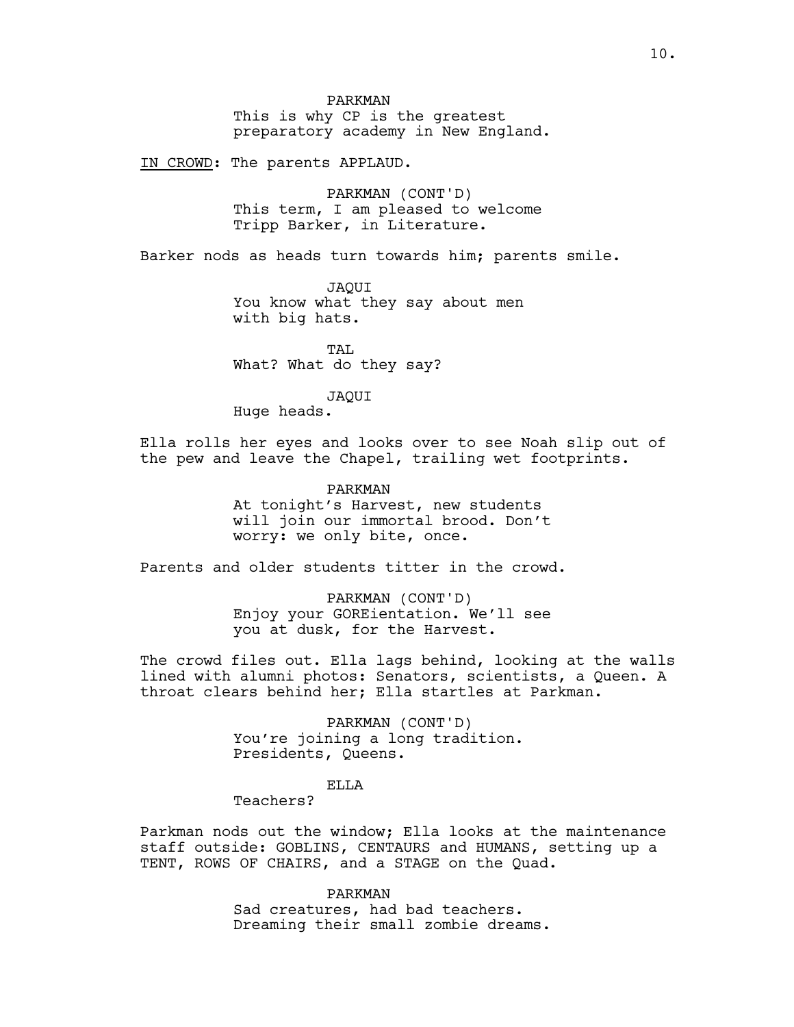PARKMAN
This is why CP is the greatest preparatory academy in New England.

IN CROWD: The parents APPLAUD.

PARKMAN (CONT'D)
This term, I am pleased to welcome Tripp Barker, in Literature.

Barker nods as heads turn towards him; parents smile.

JAQUI
You know what they say about men with big hats.

TAL
What? What do they say?

JAQUI
Huge heads.

Ella rolls her eyes and looks over to see Noah slip out of the pew and leave the Chapel, trailing wet footprints.

PARKMAN
At tonight's Harvest, new students will join our immortal brood. Don't worry: we only bite, once.

Parents and older students titter in the crowd.

PARKMAN (CONT'D)
Enjoy your GOREientation. We'll see you at dusk, for the Harvest.

The crowd files out. Ella lags behind, looking at the walls lined with alumni photos: Senators, scientists, a Queen. A throat clears behind her; Ella startles at Parkman.

PARKMAN (CONT'D)
You're joining a long tradition. Presidents, Queens.

ELLA
Teachers?

Parkman nods out the window; Ella looks at the maintenance staff outside: GOBLINS, CENTAURS and HUMANS, setting up a TENT, ROWS OF CHAIRS, and a STAGE on the Quad.

PARKMAN
Sad creatures, had bad teachers. Dreaming their small zombie dreams.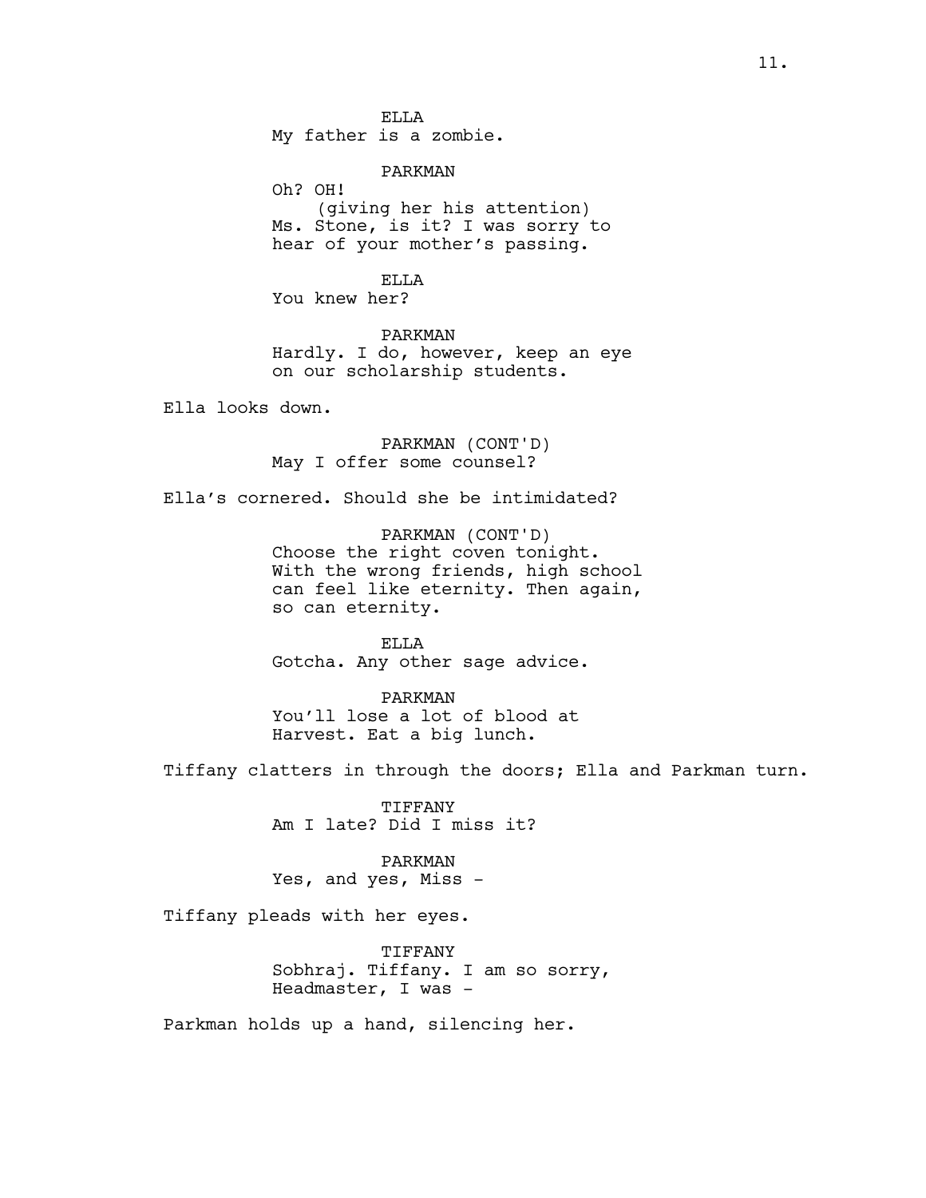ELLA
My father is a zombie.

PARKMAN
Oh? OH!
(giving her his attention)
Ms. Stone, is it? I was sorry to hear of your mother's passing.

ELLA
You knew her?

PARKMAN
Hardly. I do, however, keep an eye on our scholarship students.

Ella looks down.

PARKMAN (CONT'D)
May I offer some counsel?

Ella's cornered. Should she be intimidated?

PARKMAN (CONT'D)
Choose the right coven tonight. With the wrong friends, high school can feel like eternity. Then again, so can eternity.

ELLA
Gotcha. Any other sage advice.

PARKMAN
You'll lose a lot of blood at Harvest. Eat a big lunch.

Tiffany clatters in through the doors; Ella and Parkman turn.

TIFFANY
Am I late? Did I miss it?

PARKMAN
Yes, and yes, Miss -

Tiffany pleads with her eyes.

TIFFANY
Sobhraj. Tiffany. I am so sorry, Headmaster, I was -

Parkman holds up a hand, silencing her.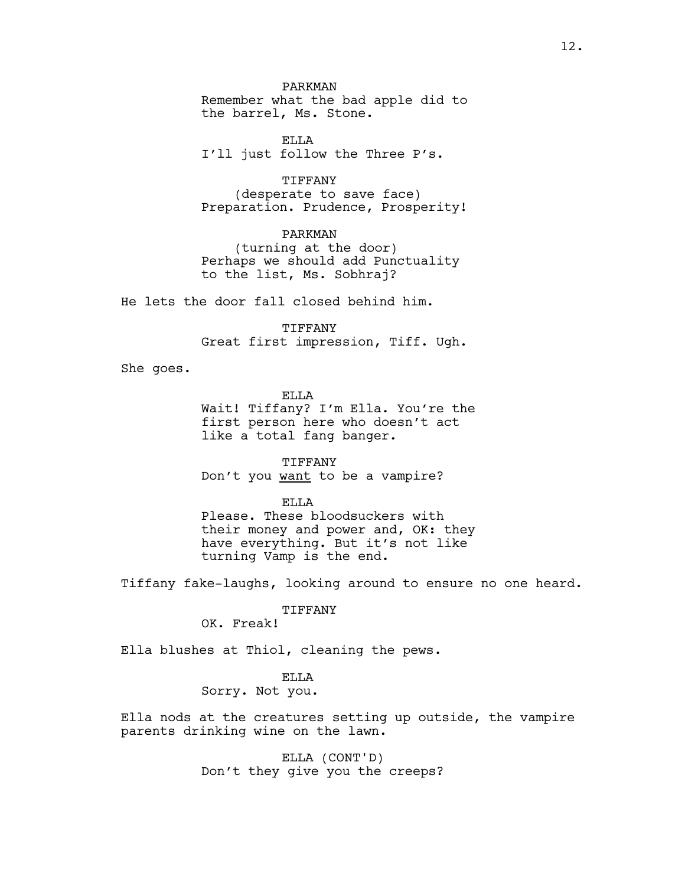PARKMAN
Remember what the bad apple did to the barrel, Ms. Stone.

ELLA
I'll just follow the Three P's.

TIFFANY
(desperate to save face)
Preparation. Prudence, Prosperity!

PARKMAN
(turning at the door)
Perhaps we should add Punctuality to the list, Ms. Sobhraj?

He lets the door fall closed behind him.

TIFFANY
Great first impression, Tiff. Ugh.

She goes.

ELLA
Wait! Tiffany? I'm Ella. You're the first person here who doesn't act like a total fang banger.

TIFFANY
Don't you <u>want</u> to be a vampire?

ELLA
Please. These bloodsuckers with their money and power and, OK: they have everything. But it's not like turning Vamp is the end.

Tiffany fake-laughs, looking around to ensure no one heard.

TIFFANY
OK. Freak!

Ella blushes at Thiol, cleaning the pews.

ELLA
Sorry. Not you.

Ella nods at the creatures setting up outside, the vampire parents drinking wine on the lawn.

ELLA (CONT'D)
Don't they give you the creeps?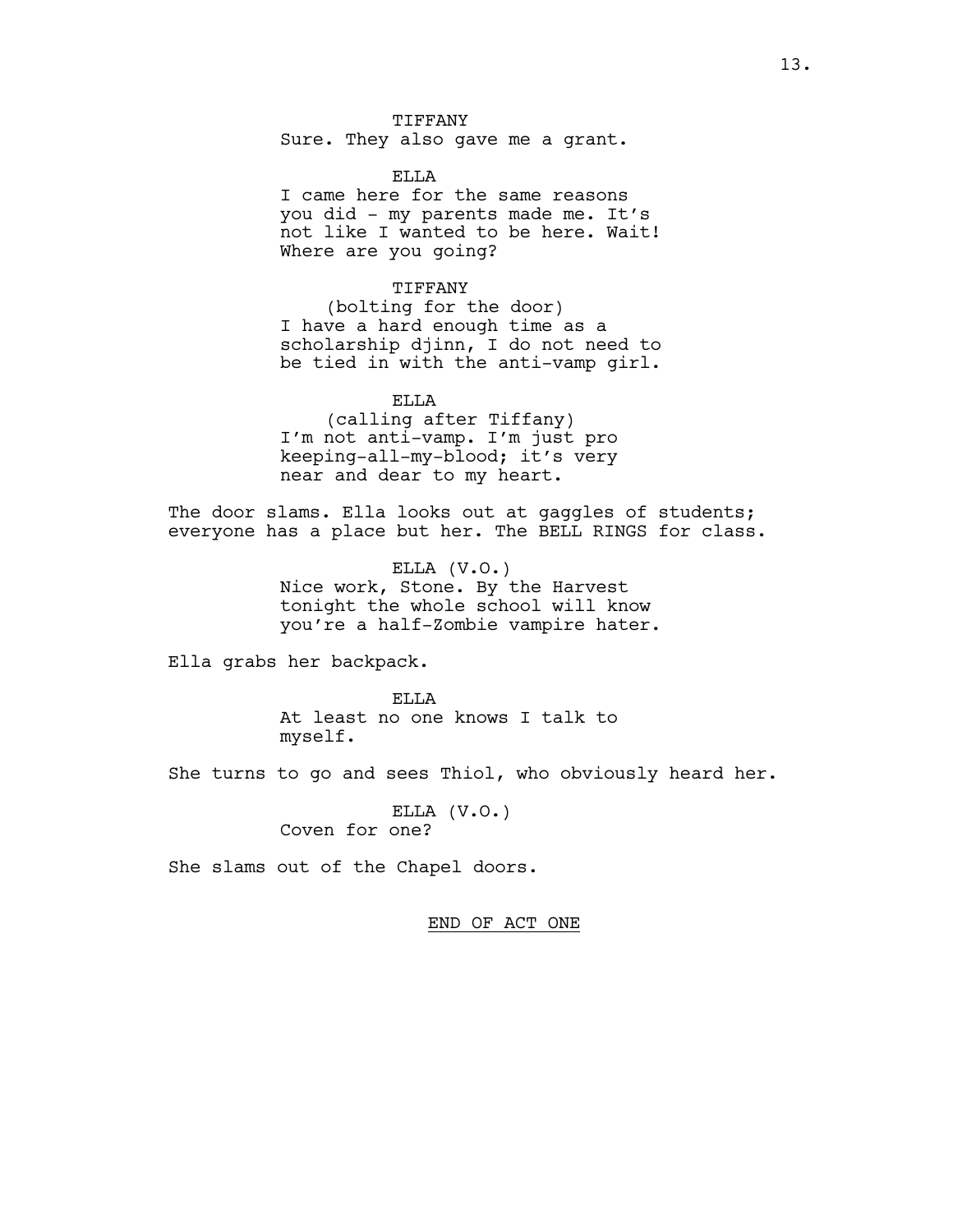TIFFANY
Sure. They also gave me a grant.

ELLA
I came here for the same reasons you did - my parents made me. It's not like I wanted to be here. Wait! Where are you going?

TIFFANY
(bolting for the door)
I have a hard enough time as a scholarship djinn, I do not need to be tied in with the anti-vamp girl.

ELLA
(calling after Tiffany)
I'm not anti-vamp. I'm just pro keeping-all-my-blood; it's very near and dear to my heart.

The door slams. Ella looks out at gaggles of students; everyone has a place but her. The BELL RINGS for class.

ELLA (V.O.)
Nice work, Stone. By the Harvest tonight the whole school will know you're a half-Zombie vampire hater.

Ella grabs her backpack.

ELLA
At least no one knows I talk to myself.

She turns to go and sees Thiol, who obviously heard her.

ELLA (V.O.)
Coven for one?

She slams out of the Chapel doors.

END OF ACT ONE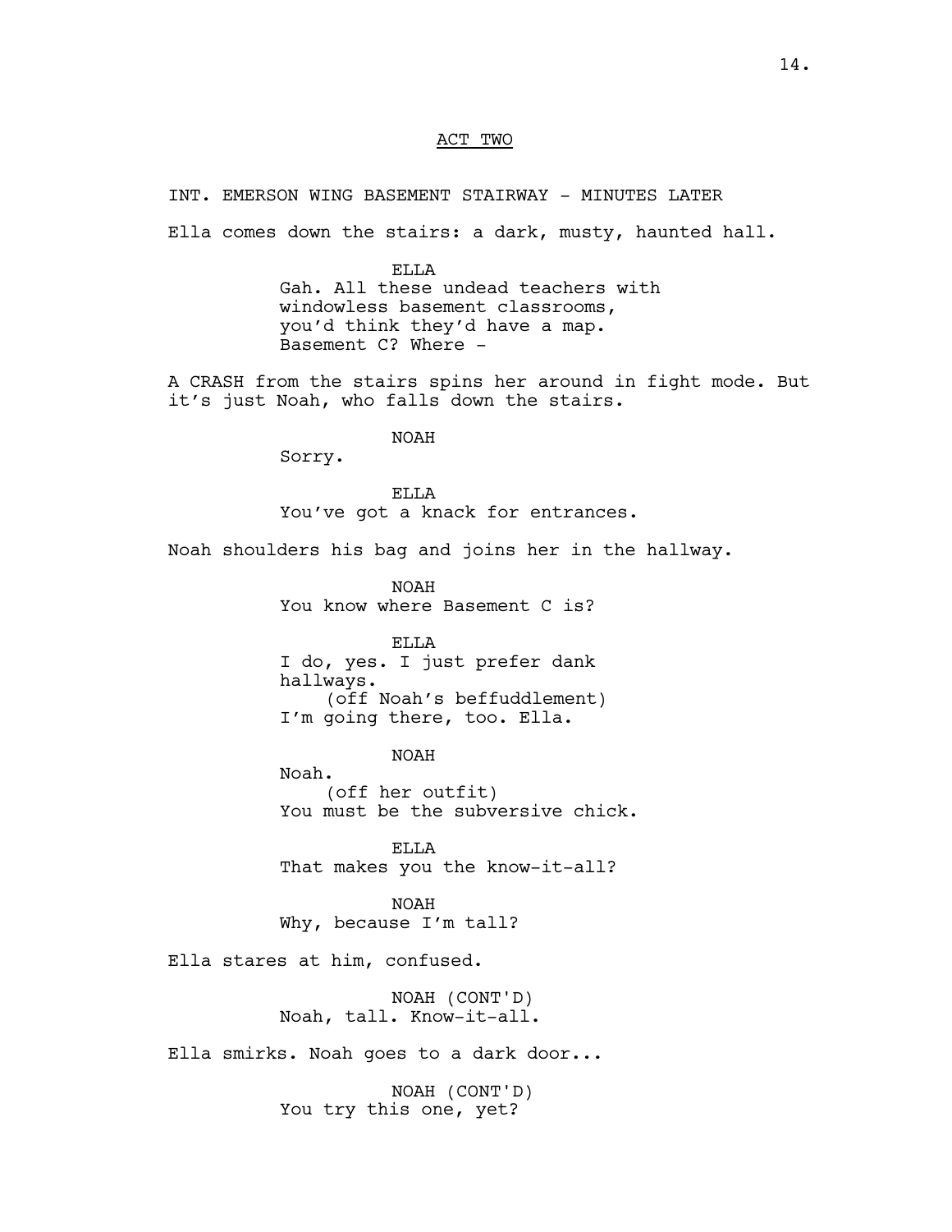ACT TWO

INT. EMERSON WING BASEMENT STAIRWAY - MINUTES LATER

Ella comes down the stairs: a dark, musty, haunted hall.

ELLA
Gah. All these undead teachers with windowless basement classrooms, you'd think they'd have a map. Basement C? Where -

A CRASH from the stairs spins her around in fight mode. But it's just Noah, who falls down the stairs.

NOAH
Sorry.

ELLA
You've got a knack for entrances.

Noah shoulders his bag and joins her in the hallway.

NOAH
You know where Basement C is?

ELLA
I do, yes. I just prefer dank hallways.
(off Noah's beffuddlement)
I'm going there, too. Ella.

NOAH
Noah.
(off her outfit)
You must be the subversive chick.

ELLA
That makes you the know-it-all?

NOAH
Why, because I'm tall?

Ella stares at him, confused.

NOAH (CONT'D)
Noah, tall. Know-it-all.

Ella smirks. Noah goes to a dark door...

NOAH (CONT'D)
You try this one, yet?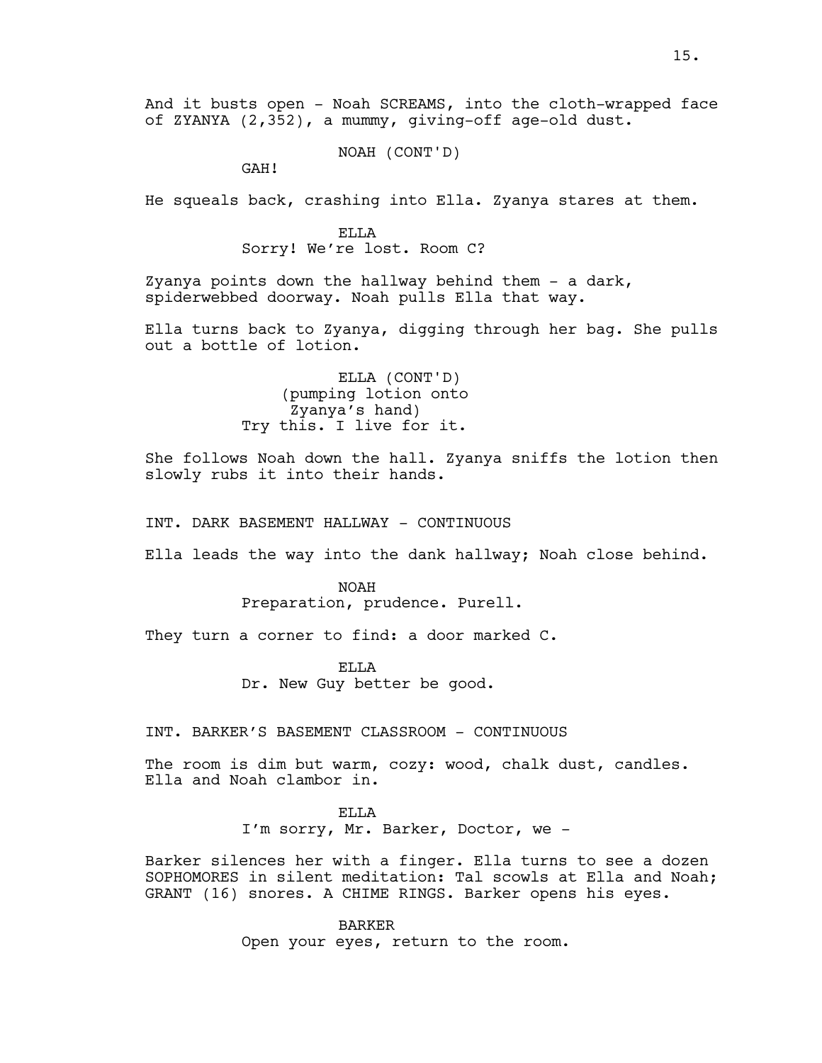And it busts open - Noah SCREAMS, into the cloth-wrapped face of ZYANYA (2,352), a mummy, giving-off age-old dust.

NOAH (CONT'D)
GAH!

He squeals back, crashing into Ella. Zyanya stares at them.

ELLA
Sorry! We're lost. Room C?

Zyanya points down the hallway behind them - a dark, spiderwebbed doorway. Noah pulls Ella that way.

Ella turns back to Zyanya, digging through her bag. She pulls out a bottle of lotion.

ELLA (CONT'D)
(pumping lotion onto Zyanya's hand)
Try this. I live for it.

She follows Noah down the hall. Zyanya sniffs the lotion then slowly rubs it into their hands.

INT. DARK BASEMENT HALLWAY - CONTINUOUS

Ella leads the way into the dank hallway; Noah close behind.

NOAH
Preparation, prudence. Purell.

They turn a corner to find: a door marked C.

ELLA
Dr. New Guy better be good.

INT. BARKER'S BASEMENT CLASSROOM - CONTINUOUS

The room is dim but warm, cozy: wood, chalk dust, candles. Ella and Noah clambor in.

ELLA
I'm sorry, Mr. Barker, Doctor, we -

Barker silences her with a finger. Ella turns to see a dozen SOPHOMORES in silent meditation: Tal scowls at Ella and Noah; GRANT (16) snores. A CHIME RINGS. Barker opens his eyes.

BARKER
Open your eyes, return to the room.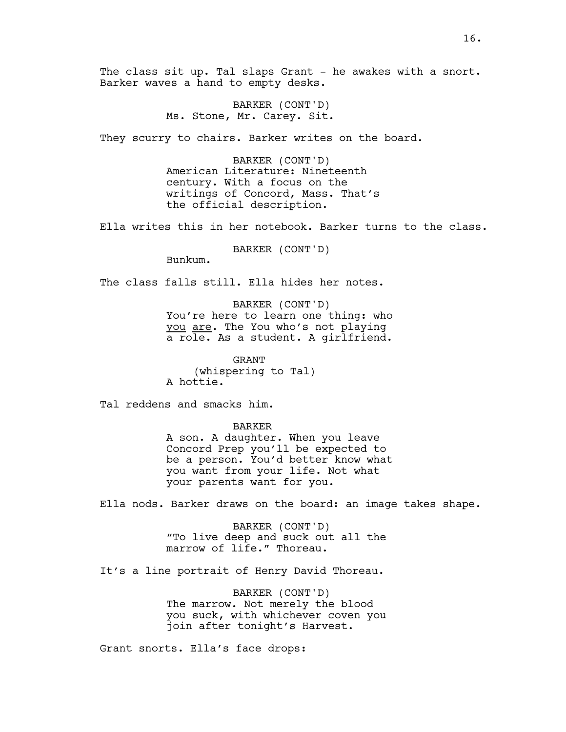The class sit up. Tal slaps Grant - he awakes with a snort. Barker waves a hand to empty desks.

BARKER (CONT'D)
Ms. Stone, Mr. Carey. Sit.

They scurry to chairs. Barker writes on the board.

BARKER (CONT'D)
American Literature: Nineteenth century. With a focus on the writings of Concord, Mass. That's the official description.

Ella writes this in her notebook. Barker turns to the class.

BARKER (CONT'D)
Bunkum.

The class falls still. Ella hides her notes.

BARKER (CONT'D)
You're here to learn one thing: who <u>you</u> <u>are</u>. The You who's not playing a role. As a student. A girlfriend.

GRANT
(whispering to Tal)
A hottie.

Tal reddens and smacks him.

BARKER
A son. A daughter. When you leave Concord Prep you'll be expected to be a person. You'd better know what you want from your life. Not what your parents want for you.

Ella nods. Barker draws on the board: an image takes shape.

BARKER (CONT'D)
"To live deep and suck out all the marrow of life." Thoreau.

It's a line portrait of Henry David Thoreau.

BARKER (CONT'D)
The marrow. Not merely the blood you suck, with whichever coven you join after tonight's Harvest.

Grant snorts. Ella's face drops: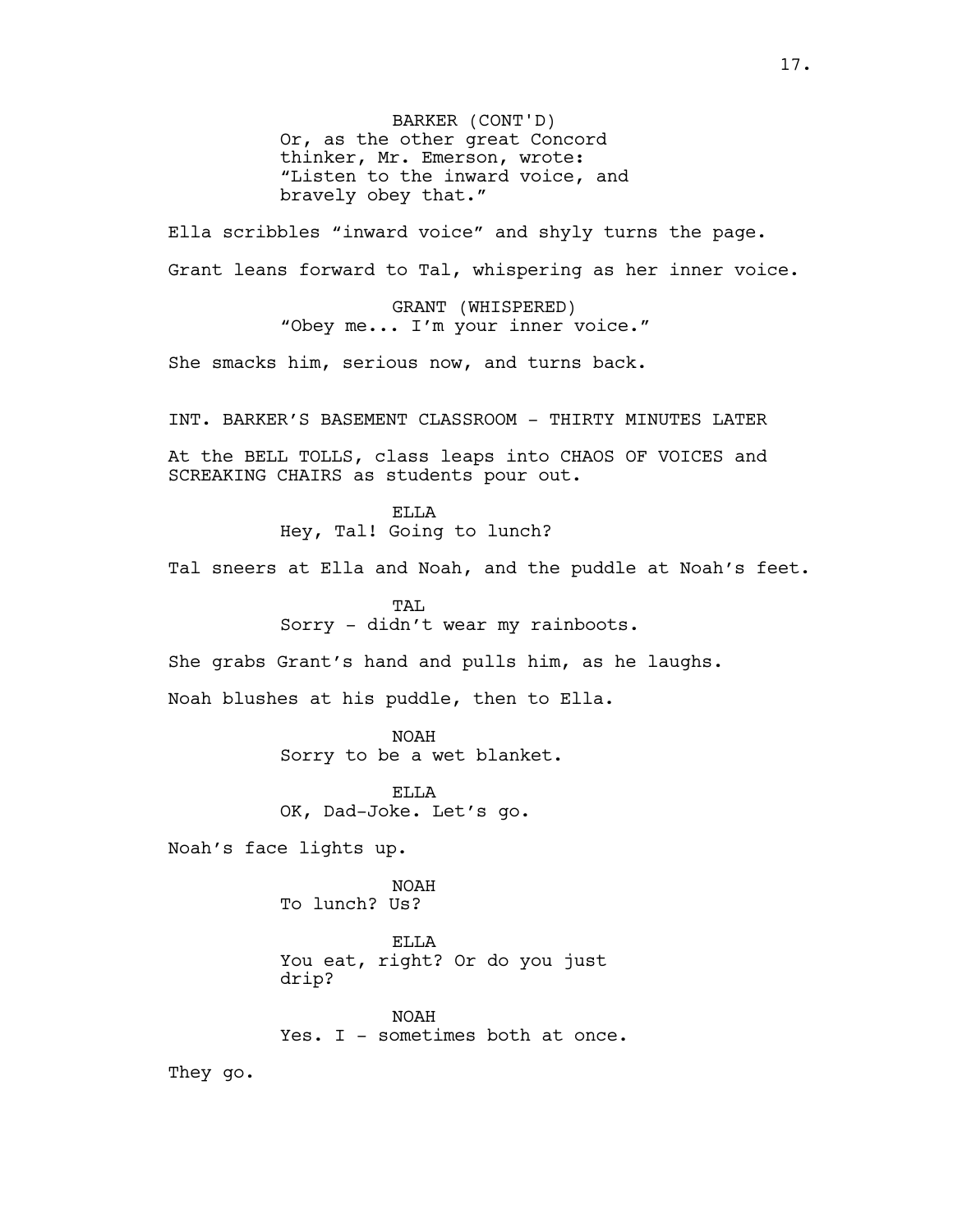BARKER (CONT'D)
Or, as the other great Concord thinker, Mr. Emerson, wrote: "Listen to the inward voice, and bravely obey that."

Ella scribbles "inward voice" and shyly turns the page.

Grant leans forward to Tal, whispering as her inner voice.

GRANT (WHISPERED)
"Obey me... I'm your inner voice."

She smacks him, serious now, and turns back.

INT. BARKER'S BASEMENT CLASSROOM - THIRTY MINUTES LATER

At the BELL TOLLS, class leaps into CHAOS OF VOICES and SCREAKING CHAIRS as students pour out.

ELLA
Hey, Tal! Going to lunch?

Tal sneers at Ella and Noah, and the puddle at Noah's feet.

TAL
Sorry - didn't wear my rainboots.

She grabs Grant's hand and pulls him, as he laughs.

Noah blushes at his puddle, then to Ella.

NOAH
Sorry to be a wet blanket.

ELLA
OK, Dad-Joke. Let's go.

Noah's face lights up.

NOAH
To lunch? Us?

ELLA
You eat, right? Or do you just drip?

NOAH
Yes. I - sometimes both at once.

They go.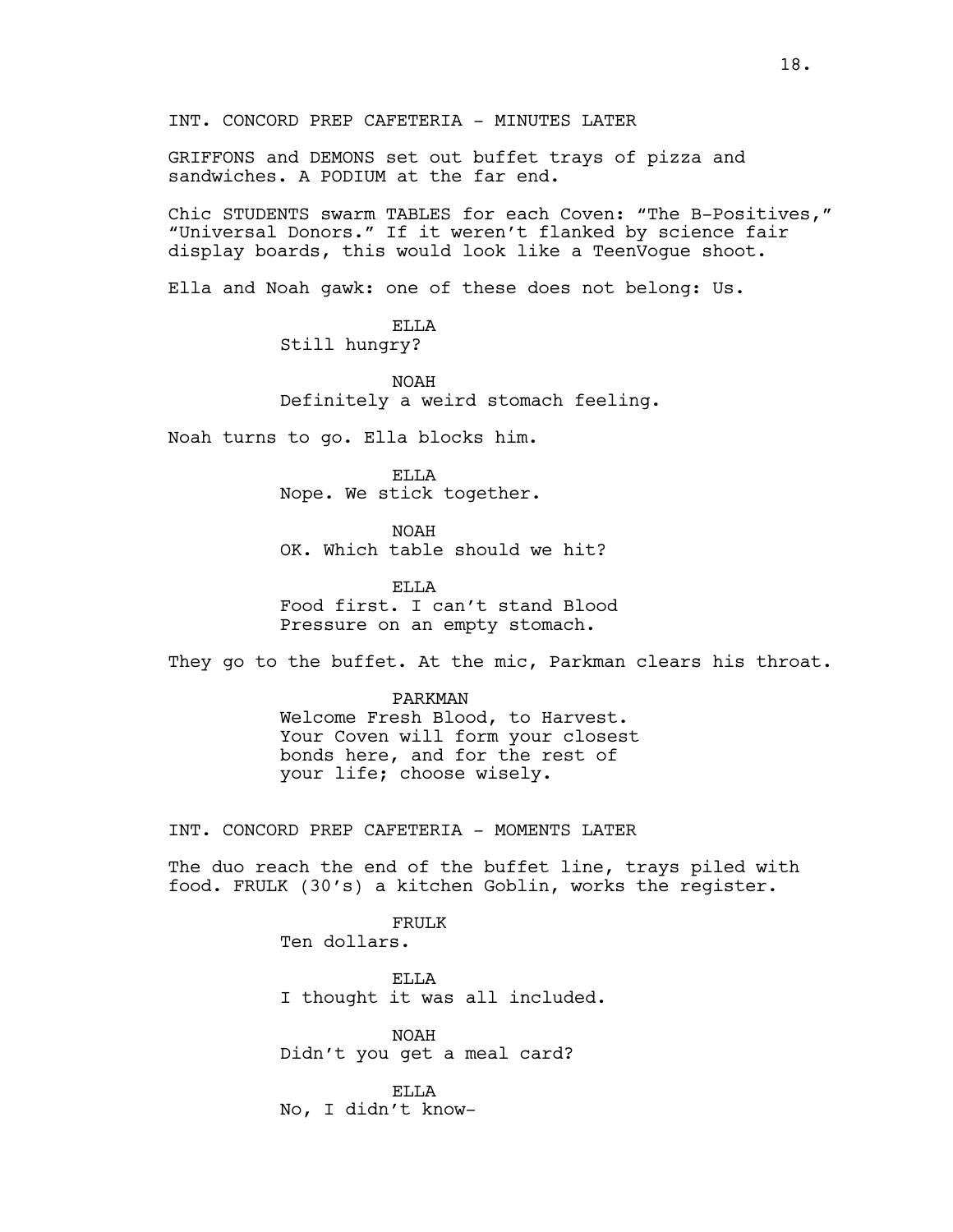INT. CONCORD PREP CAFETERIA - MINUTES LATER

GRIFFONS and DEMONS set out buffet trays of pizza and sandwiches. A PODIUM at the far end.

Chic STUDENTS swarm TABLES for each Coven: "The B-Positives," "Universal Donors." If it weren't flanked by science fair display boards, this would look like a TeenVogue shoot.

Ella and Noah gawk: one of these does not belong: Us.

ELLA
Still hungry?

NOAH
Definitely a weird stomach feeling.

Noah turns to go. Ella blocks him.

ELLA
Nope. We stick together.

NOAH
OK. Which table should we hit?

ELLA
Food first. I can't stand Blood Pressure on an empty stomach.

They go to the buffet. At the mic, Parkman clears his throat.

PARKMAN
Welcome Fresh Blood, to Harvest. Your Coven will form your closest bonds here, and for the rest of your life; choose wisely.

INT. CONCORD PREP CAFETERIA - MOMENTS LATER

The duo reach the end of the buffet line, trays piled with food. FRULK (30's) a kitchen Goblin, works the register.

FRULK
Ten dollars.

ELLA
I thought it was all included.

NOAH
Didn't you get a meal card?

ELLA
No, I didn't know-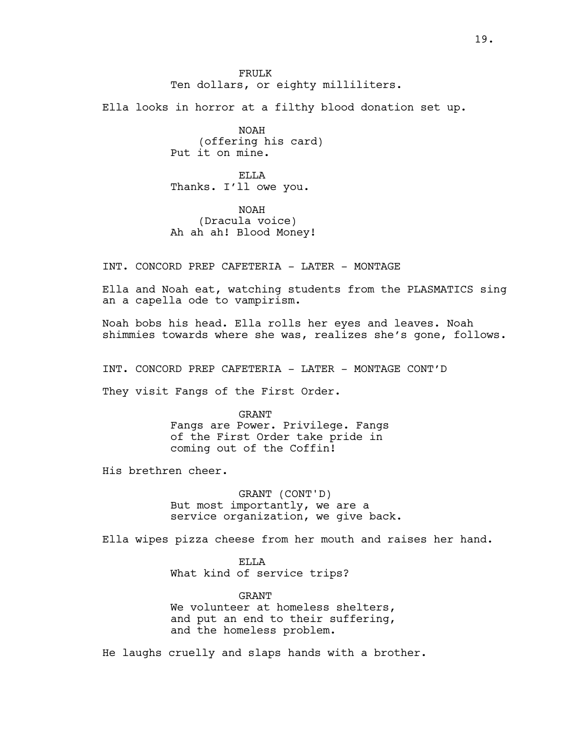FRULK
Ten dollars, or eighty milliliters.

Ella looks in horror at a filthy blood donation set up.

NOAH
(offering his card)
Put it on mine.

ELLA
Thanks. I'll owe you.

NOAH
(Dracula voice)
Ah ah ah! Blood Money!

INT. CONCORD PREP CAFETERIA - LATER - MONTAGE

Ella and Noah eat, watching students from the PLASMATICS sing an a capella ode to vampirism.

Noah bobs his head. Ella rolls her eyes and leaves. Noah shimmies towards where she was, realizes she's gone, follows.

INT. CONCORD PREP CAFETERIA - LATER - MONTAGE CONT'D

They visit Fangs of the First Order.

GRANT
Fangs are Power. Privilege. Fangs of the First Order take pride in coming out of the Coffin!

His brethren cheer.

GRANT (CONT'D)
But most importantly, we are a service organization, we give back.

Ella wipes pizza cheese from her mouth and raises her hand.

ELLA
What kind of service trips?

GRANT
We volunteer at homeless shelters, and put an end to their suffering, and the homeless problem.

He laughs cruelly and slaps hands with a brother.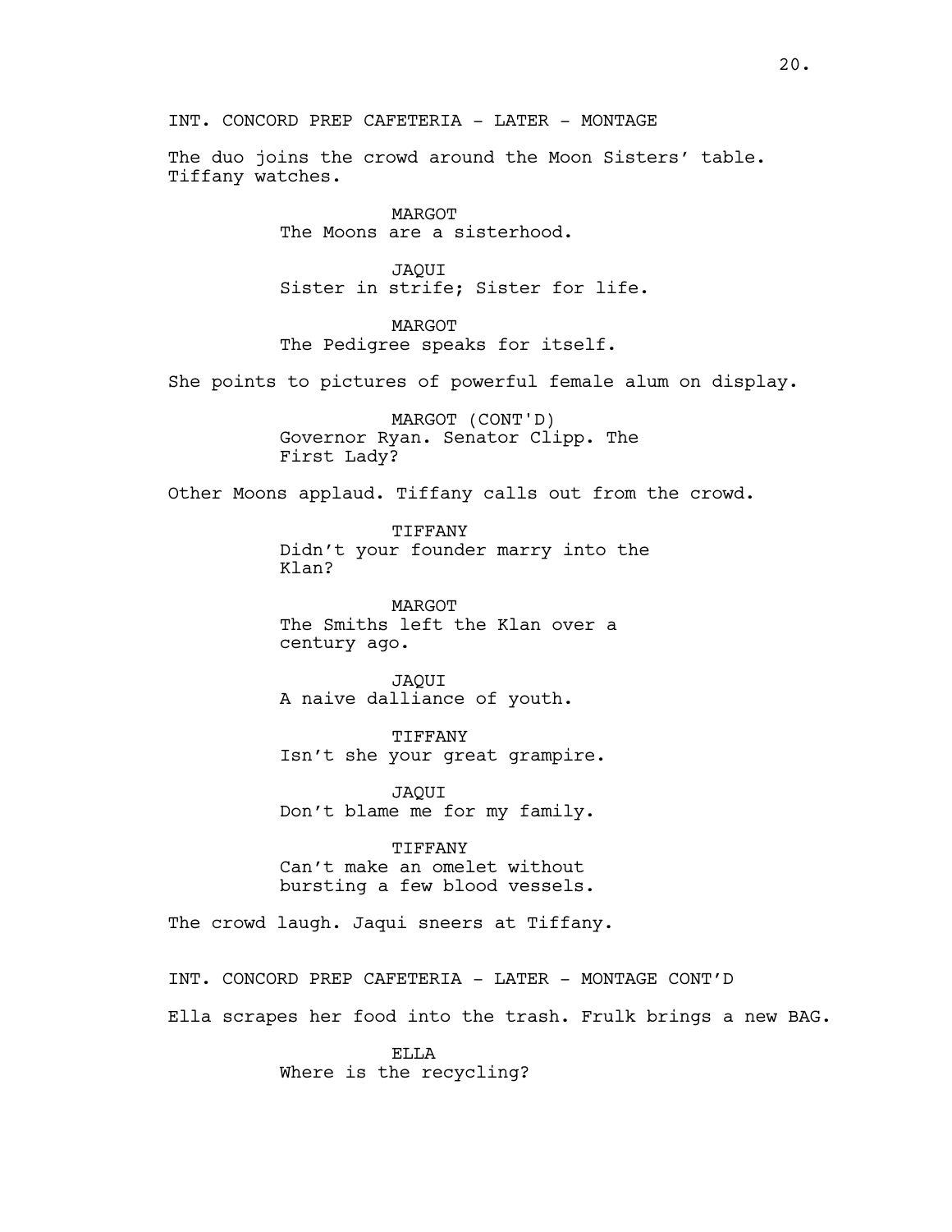INT. CONCORD PREP CAFETERIA - LATER - MONTAGE

The duo joins the crowd around the Moon Sisters' table. Tiffany watches.

MARGOT
The Moons are a sisterhood.

JAQUI
Sister in strife; Sister for life.

MARGOT
The Pedigree speaks for itself.

She points to pictures of powerful female alum on display.

MARGOT (CONT'D)
Governor Ryan. Senator Clipp. The First Lady?

Other Moons applaud. Tiffany calls out from the crowd.

TIFFANY
Didn't your founder marry into the Klan?

MARGOT
The Smiths left the Klan over a century ago.

JAQUI
A naive dalliance of youth.

TIFFANY
Isn't she your great grampire.

JAQUI
Don't blame me for my family.

TIFFANY
Can't make an omelet without bursting a few blood vessels.

The crowd laugh. Jaqui sneers at Tiffany.

INT. CONCORD PREP CAFETERIA - LATER - MONTAGE CONT'D

Ella scrapes her food into the trash. Frulk brings a new BAG.

ELLA
Where is the recycling?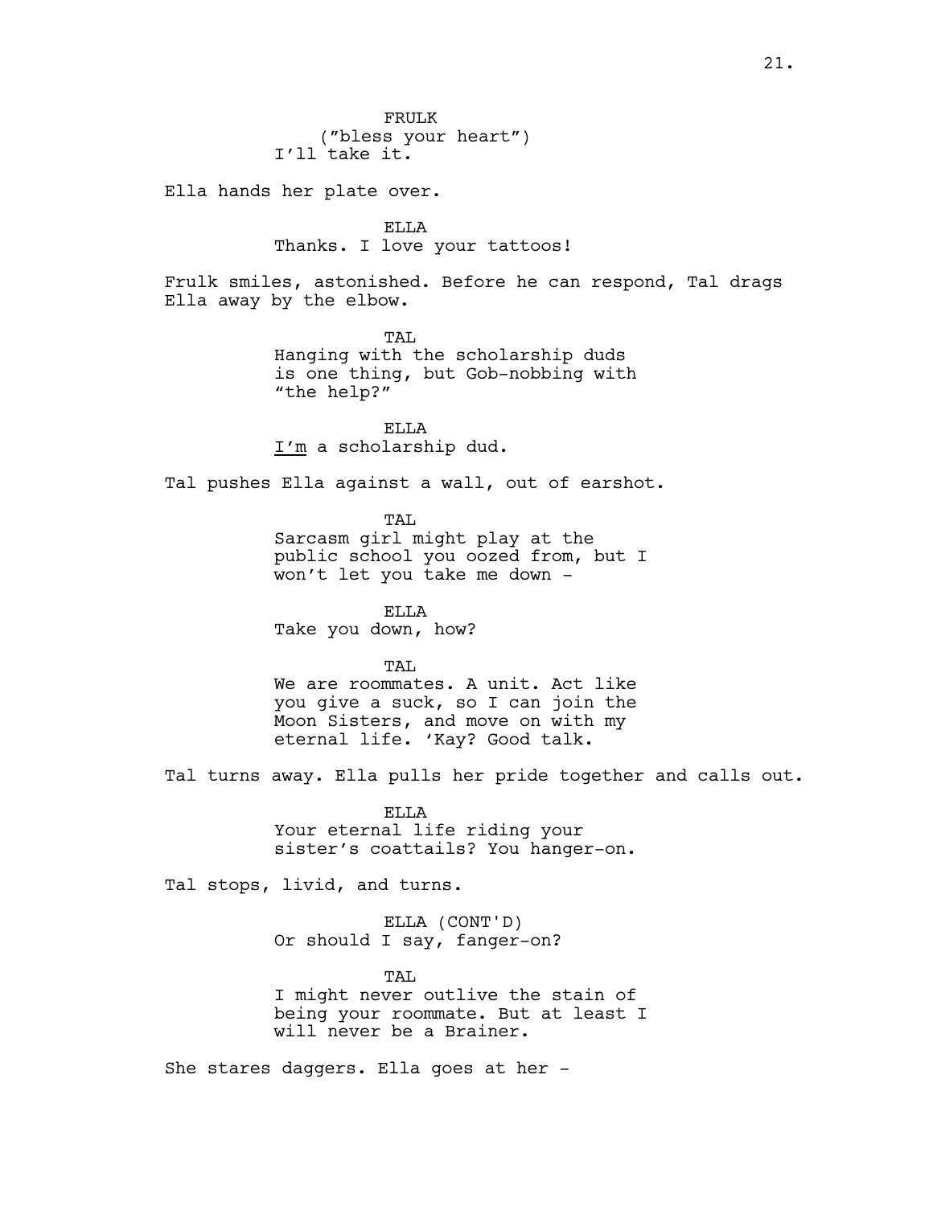FRULK
("bless your heart")
I'll take it.

Ella hands her plate over.

ELLA
Thanks. I love your tattoos!

Frulk smiles, astonished. Before he can respond, Tal drags Ella away by the elbow.

TAL
Hanging with the scholarship duds is one thing, but Gob-nobbing with "the help?"

ELLA
<u>I'm</u> a scholarship dud.

Tal pushes Ella against a wall, out of earshot.

TAL
Sarcasm girl might play at the public school you oozed from, but I won't let you take me down -

ELLA
Take you down, how?

TAL
We are roommates. A unit. Act like you give a suck, so I can join the Moon Sisters, and move on with my eternal life. 'Kay? Good talk.

Tal turns away. Ella pulls her pride together and calls out.

ELLA
Your eternal life riding your sister's coattails? You hanger-on.

Tal stops, livid, and turns.

ELLA (CONT'D)
Or should I say, fanger-on?

TAL
I might never outlive the stain of being your roommate. But at least I will never be a Brainer.

She stares daggers. Ella goes at her -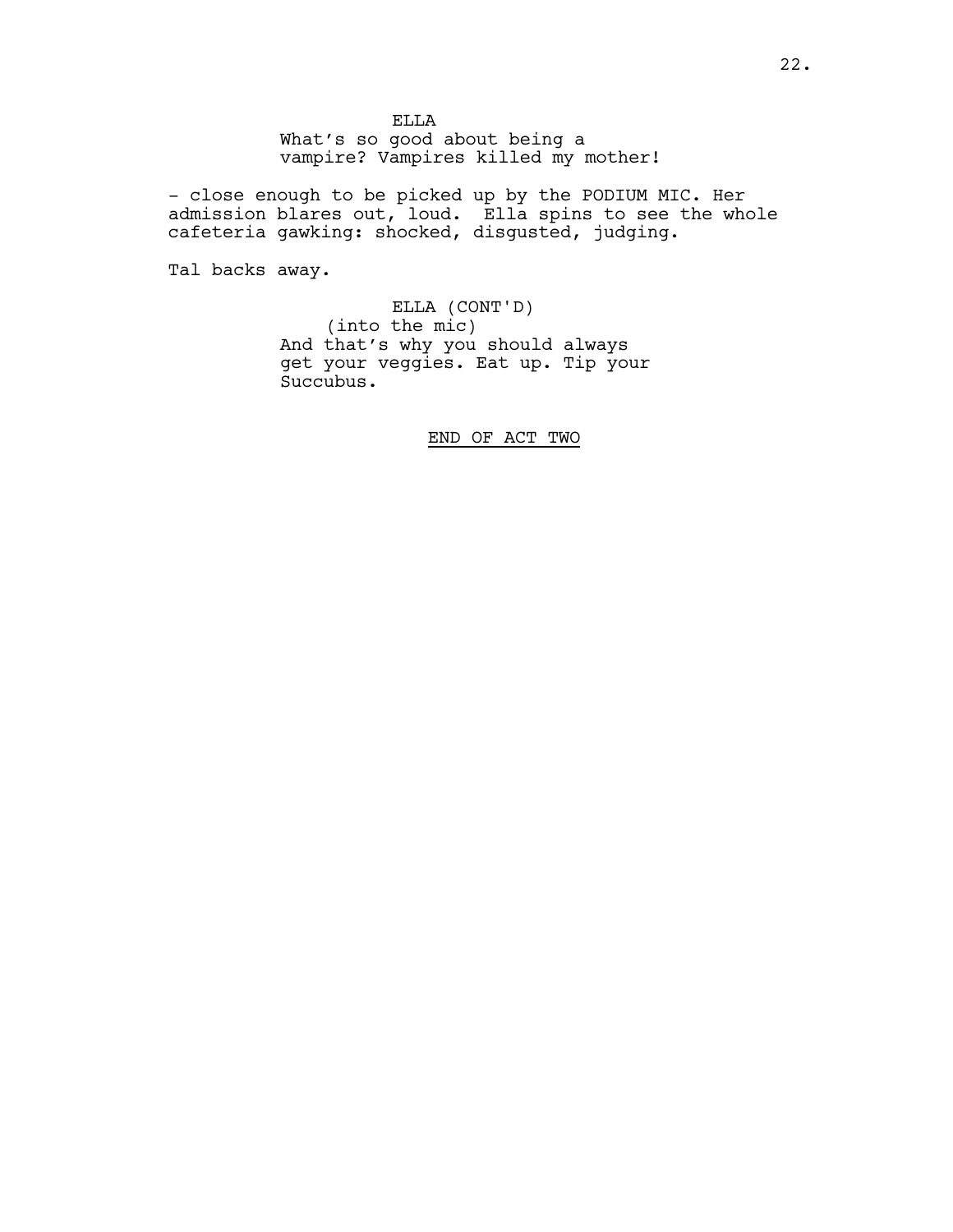ELLA

What's so good about being a vampire? Vampires killed my mother!

- close enough to be picked up by the PODIUM MIC. Her admission blares out, loud. Ella spins to see the whole cafeteria gawking: shocked, disgusted, judging.

Tal backs away.

ELLA (CONT'D)

(into the mic)

And that's why you should always get your veggies. Eat up. Tip your Succubus.

END OF ACT TWO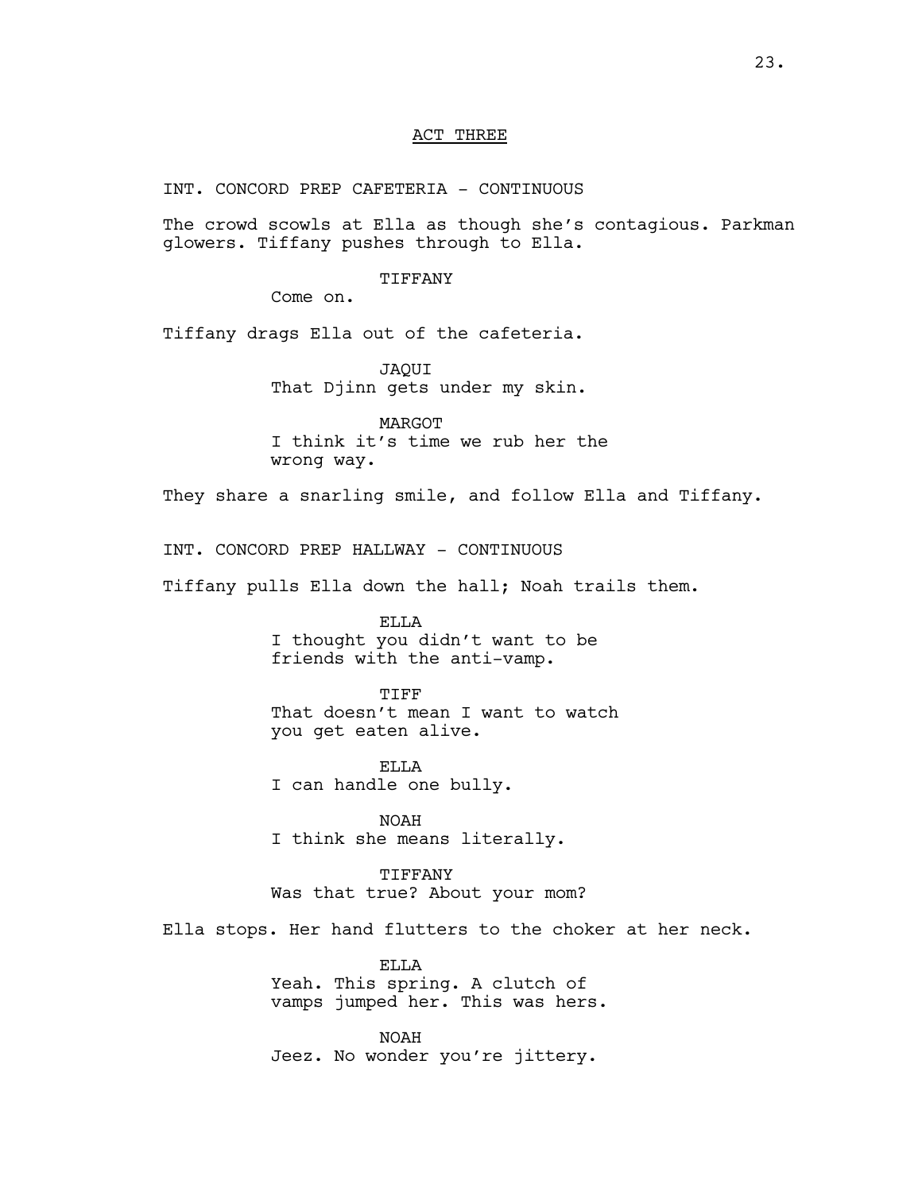## ACT THREE

INT. CONCORD PREP CAFETERIA - CONTINUOUS

The crowd scowls at Ella as though she's contagious. Parkman glowers. Tiffany pushes through to Ella.

TIFFANY
Come on.

Tiffany drags Ella out of the cafeteria.

JAQUI
That Djinn gets under my skin.

MARGOT
I think it's time we rub her the wrong way.

They share a snarling smile, and follow Ella and Tiffany.

INT. CONCORD PREP HALLWAY - CONTINUOUS

Tiffany pulls Ella down the hall; Noah trails them.

ELLA
I thought you didn't want to be friends with the anti-vamp.

TIFF
That doesn't mean I want to watch you get eaten alive.

ELLA
I can handle one bully.

NOAH
I think she means literally.

TIFFANY
Was that true? About your mom?

Ella stops. Her hand flutters to the choker at her neck.

ELLA
Yeah. This spring. A clutch of vamps jumped her. This was hers.

NOAH
Jeez. No wonder you're jittery.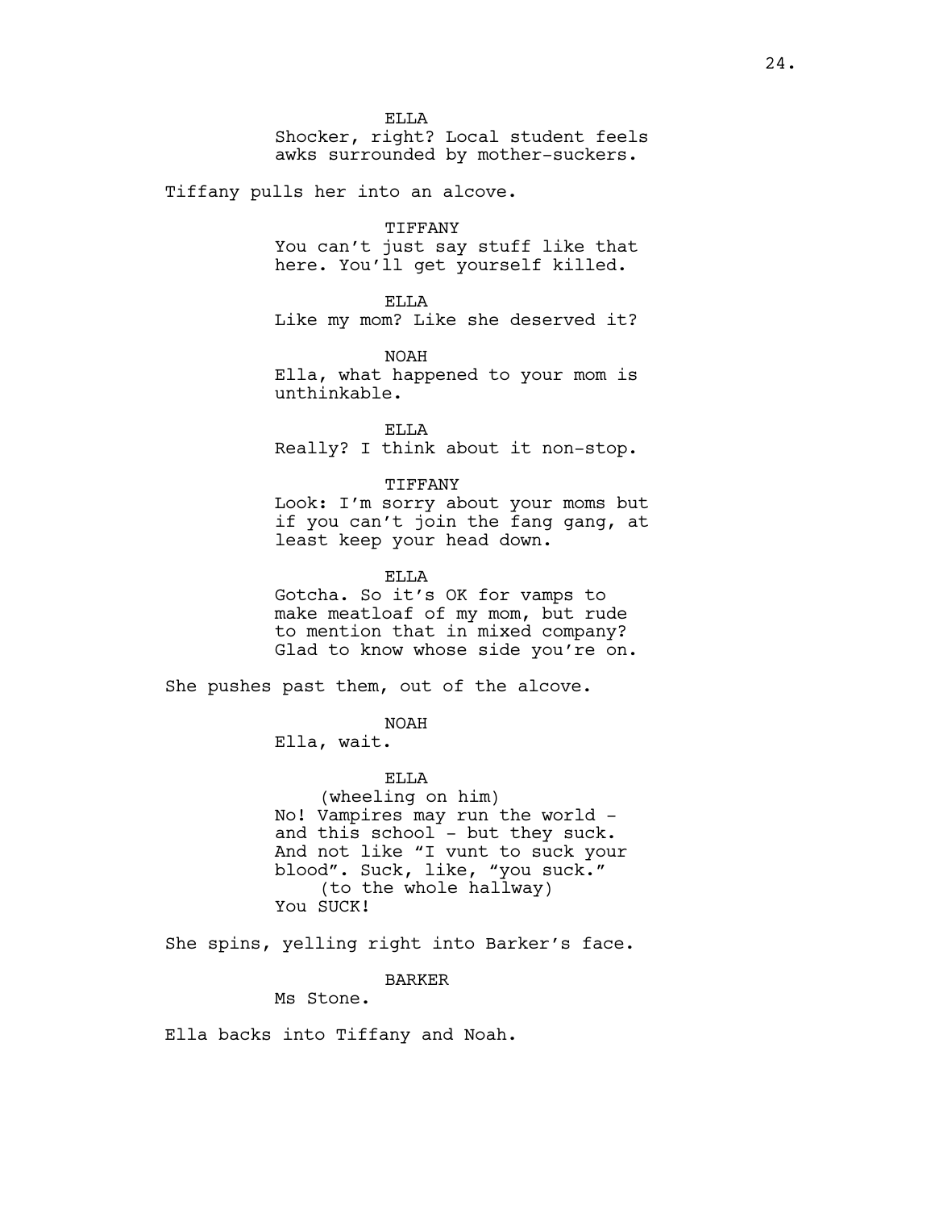ELLA
Shocker, right? Local student feels awks surrounded by mother-suckers.

Tiffany pulls her into an alcove.

TIFFANY
You can't just say stuff like that here. You'll get yourself killed.

ELLA
Like my mom? Like she deserved it?

NOAH
Ella, what happened to your mom is unthinkable.

ELLA
Really? I think about it non-stop.

TIFFANY
Look: I'm sorry about your moms but if you can't join the fang gang, at least keep your head down.

ELLA
Gotcha. So it's OK for vamps to make meatloaf of my mom, but rude to mention that in mixed company? Glad to know whose side you're on.

She pushes past them, out of the alcove.

NOAH
Ella, wait.

ELLA
(wheeling on him)
No! Vampires may run the world - and this school - but they suck. And not like "I vunt to suck your blood". Suck, like, "you suck."
(to the whole hallway)
You SUCK!

She spins, yelling right into Barker's face.

BARKER
Ms Stone.

Ella backs into Tiffany and Noah.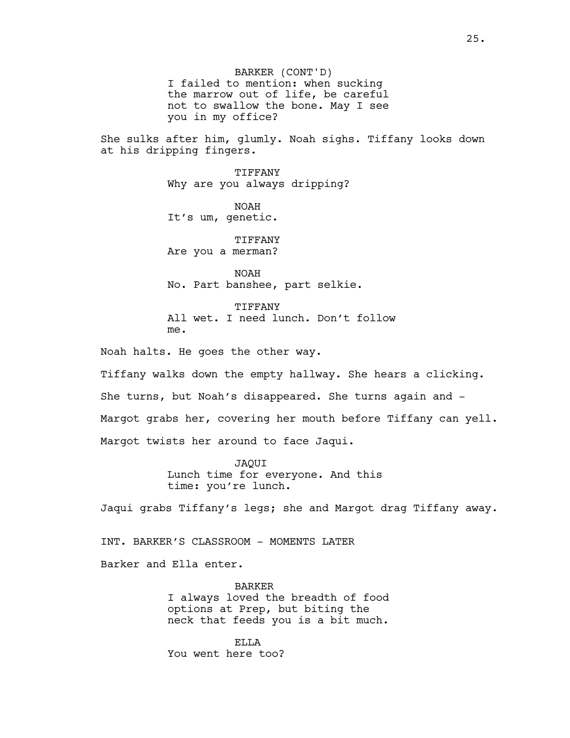BARKER (CONT'D)
I failed to mention: when sucking the marrow out of life, be careful not to swallow the bone. May I see you in my office?

She sulks after him, glumly. Noah sighs. Tiffany looks down at his dripping fingers.

TIFFANY
Why are you always dripping?

NOAH
It's um, genetic.

TIFFANY
Are you a merman?

NOAH
No. Part banshee, part selkie.

TIFFANY
All wet. I need lunch. Don't follow me.

Noah halts. He goes the other way.

Tiffany walks down the empty hallway. She hears a clicking.

She turns, but Noah's disappeared. She turns again and -

Margot grabs her, covering her mouth before Tiffany can yell.

Margot twists her around to face Jaqui.

JAQUI
Lunch time for everyone. And this time: you're lunch.

Jaqui grabs Tiffany's legs; she and Margot drag Tiffany away.

INT. BARKER'S CLASSROOM - MOMENTS LATER

Barker and Ella enter.

BARKER
I always loved the breadth of food options at Prep, but biting the neck that feeds you is a bit much.

ELLA
You went here too?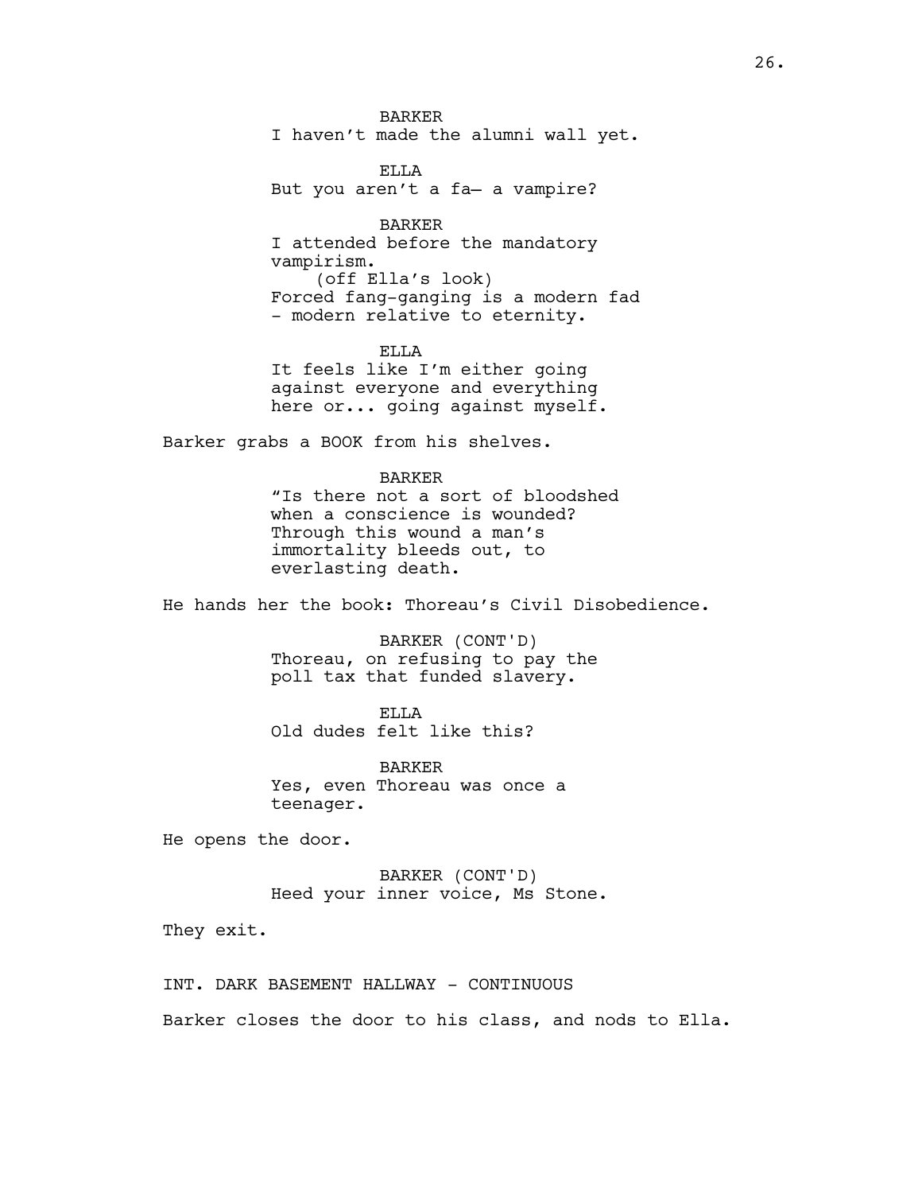BARKER
I haven't made the alumni wall yet.

ELLA
But you aren't a fa– a vampire?

BARKER
I attended before the mandatory vampirism.
(off Ella's look)
Forced fang-ganging is a modern fad - modern relative to eternity.

ELLA
It feels like I'm either going against everyone and everything here or... going against myself.

Barker grabs a BOOK from his shelves.

BARKER
"Is there not a sort of bloodshed when a conscience is wounded? Through this wound a man's immortality bleeds out, to everlasting death.

He hands her the book: Thoreau's Civil Disobedience.

BARKER (CONT'D)
Thoreau, on refusing to pay the poll tax that funded slavery.

ELLA
Old dudes felt like this?

BARKER
Yes, even Thoreau was once a teenager.

He opens the door.

BARKER (CONT'D)
Heed your inner voice, Ms Stone.

They exit.

INT. DARK BASEMENT HALLWAY - CONTINUOUS

Barker closes the door to his class, and nods to Ella.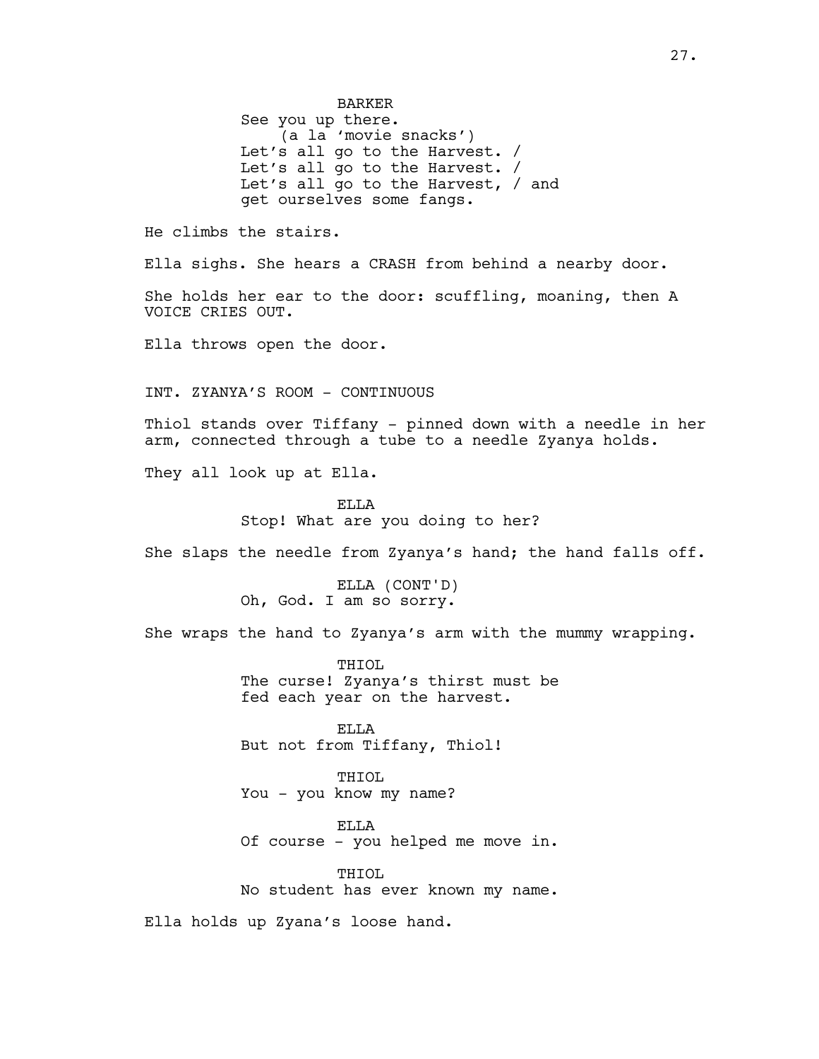BARKER
See you up there.
(a la 'movie snacks')
Let's all go to the Harvest. /
Let's all go to the Harvest. /
Let's all go to the Harvest, / and
get ourselves some fangs.

He climbs the stairs.

Ella sighs. She hears a CRASH from behind a nearby door.

She holds her ear to the door: scuffling, moaning, then A VOICE CRIES OUT.

Ella throws open the door.

INT. ZYANYA'S ROOM - CONTINUOUS

Thiol stands over Tiffany - pinned down with a needle in her arm, connected through a tube to a needle Zyanya holds.

They all look up at Ella.

ELLA
Stop! What are you doing to her?

She slaps the needle from Zyanya's hand; the hand falls off.

ELLA (CONT'D)
Oh, God. I am so sorry.

She wraps the hand to Zyanya's arm with the mummy wrapping.

THIOL
The curse! Zyanya's thirst must be
fed each year on the harvest.

ELLA
But not from Tiffany, Thiol!

THIOL
You - you know my name?

ELLA
Of course - you helped me move in.

THIOL
No student has ever known my name.

Ella holds up Zyana's loose hand.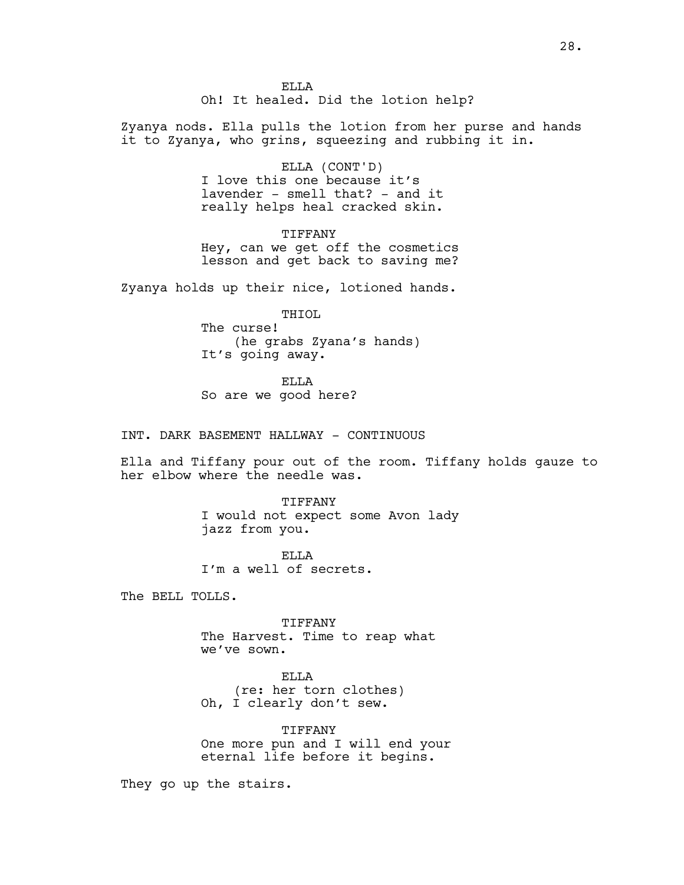ELLA
Oh! It healed. Did the lotion help?

Zyanya nods. Ella pulls the lotion from her purse and hands it to Zyanya, who grins, squeezing and rubbing it in.

ELLA (CONT'D)
I love this one because it's lavender - smell that? - and it really helps heal cracked skin.

TIFFANY
Hey, can we get off the cosmetics lesson and get back to saving me?

Zyanya holds up their nice, lotioned hands.

THIOL
The curse!
(he grabs Zyana's hands)
It's going away.

ELLA
So are we good here?

INT. DARK BASEMENT HALLWAY - CONTINUOUS

Ella and Tiffany pour out of the room. Tiffany holds gauze to her elbow where the needle was.

TIFFANY
I would not expect some Avon lady jazz from you.

ELLA
I'm a well of secrets.

The BELL TOLLS.

TIFFANY
The Harvest. Time to reap what we've sown.

ELLA
(re: her torn clothes)
Oh, I clearly don't sew.

TIFFANY
One more pun and I will end your eternal life before it begins.

They go up the stairs.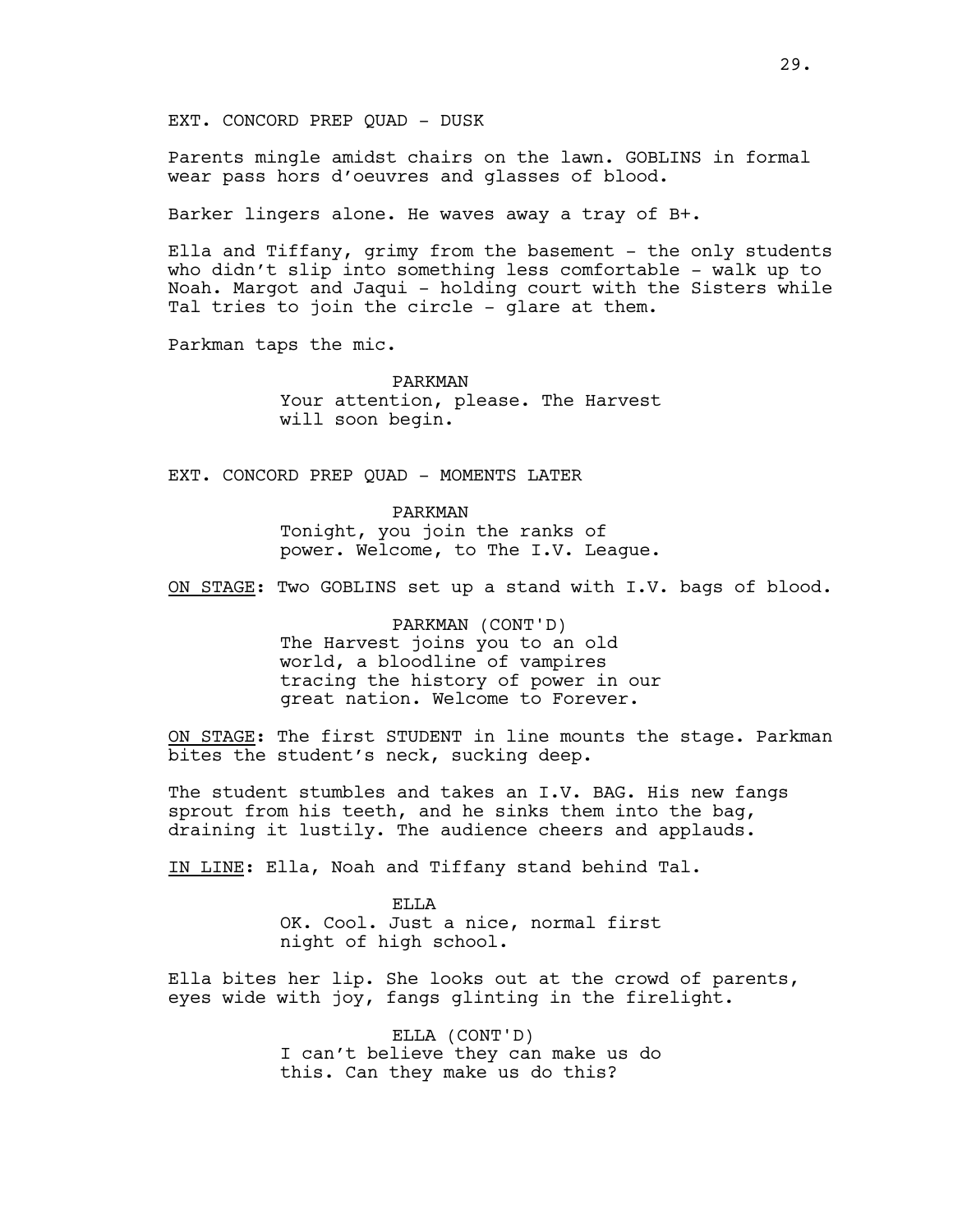EXT. CONCORD PREP QUAD - DUSK

Parents mingle amidst chairs on the lawn. GOBLINS in formal wear pass hors d'oeuvres and glasses of blood.

Barker lingers alone. He waves away a tray of B+.

Ella and Tiffany, grimy from the basement - the only students who didn't slip into something less comfortable - walk up to Noah. Margot and Jaqui - holding court with the Sisters while Tal tries to join the circle - glare at them.

Parkman taps the mic.

PARKMAN
Your attention, please. The Harvest will soon begin.

EXT. CONCORD PREP QUAD - MOMENTS LATER

PARKMAN
Tonight, you join the ranks of power. Welcome, to The I.V. League.

ON STAGE: Two GOBLINS set up a stand with I.V. bags of blood.

PARKMAN (CONT'D)
The Harvest joins you to an old world, a bloodline of vampires tracing the history of power in our great nation. Welcome to Forever.

ON STAGE: The first STUDENT in line mounts the stage. Parkman bites the student's neck, sucking deep.

The student stumbles and takes an I.V. BAG. His new fangs sprout from his teeth, and he sinks them into the bag, draining it lustily. The audience cheers and applauds.

IN LINE: Ella, Noah and Tiffany stand behind Tal.

ELLA
OK. Cool. Just a nice, normal first night of high school.

Ella bites her lip. She looks out at the crowd of parents, eyes wide with joy, fangs glinting in the firelight.

ELLA (CONT'D)
I can't believe they can make us do this. Can they make us do this?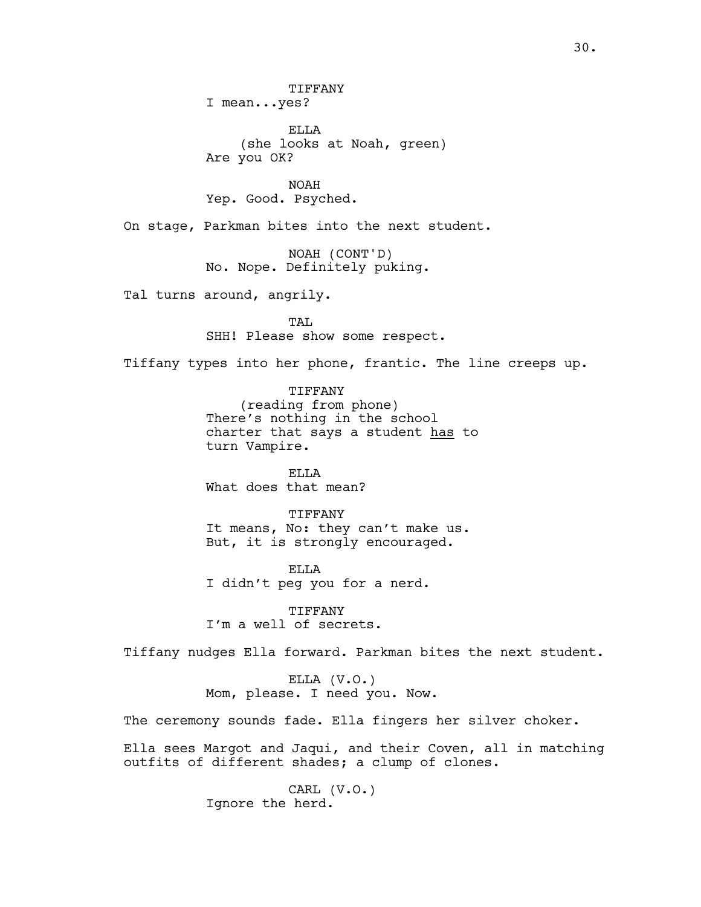TIFFANY
I mean...yes?

ELLA
(she looks at Noah, green)
Are you OK?

NOAH
Yep. Good. Psyched.

On stage, Parkman bites into the next student.

NOAH (CONT'D)
No. Nope. Definitely puking.

Tal turns around, angrily.

TAL
SHH! Please show some respect.

Tiffany types into her phone, frantic. The line creeps up.

TIFFANY
(reading from phone)
There's nothing in the school charter that says a student <u>has</u> to turn Vampire.

ELLA
What does that mean?

TIFFANY
It means, No: they can't make us. But, it is strongly encouraged.

ELLA
I didn't peg you for a nerd.

TIFFANY
I'm a well of secrets.

Tiffany nudges Ella forward. Parkman bites the next student.

ELLA (V.O.)
Mom, please. I need you. Now.

The ceremony sounds fade. Ella fingers her silver choker.

Ella sees Margot and Jaqui, and their Coven, all in matching outfits of different shades; a clump of clones.

CARL (V.O.)
Ignore the herd.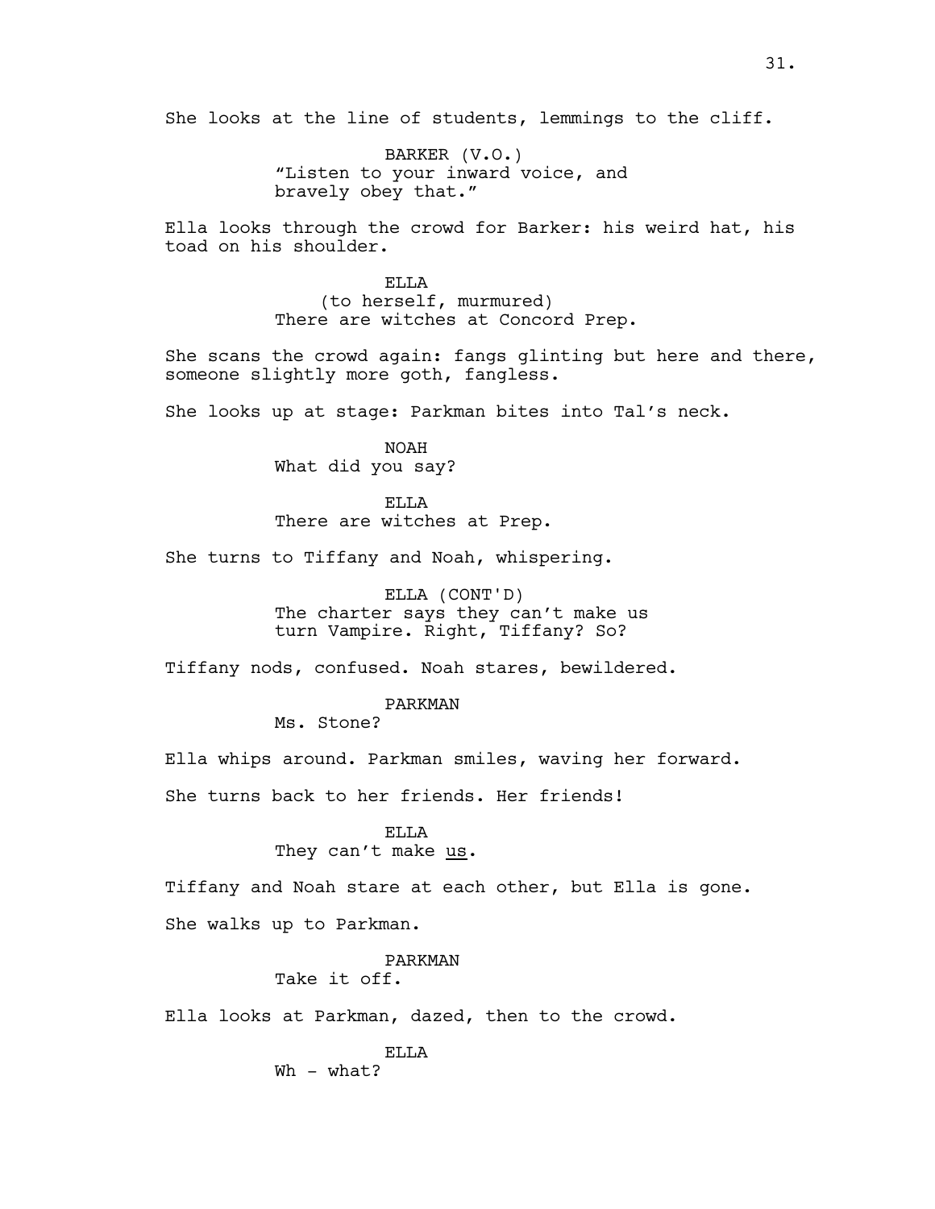She looks at the line of students, lemmings to the cliff.

BARKER (V.O.)
"Listen to your inward voice, and bravely obey that."

Ella looks through the crowd for Barker: his weird hat, his toad on his shoulder.

ELLA
(to herself, murmured)
There are witches at Concord Prep.

She scans the crowd again: fangs glinting but here and there, someone slightly more goth, fangless.

She looks up at stage: Parkman bites into Tal's neck.

NOAH
What did you say?

ELLA
There are witches at Prep.

She turns to Tiffany and Noah, whispering.

ELLA (CONT'D)
The charter says they can't make us turn Vampire. Right, Tiffany? So?

Tiffany nods, confused. Noah stares, bewildered.

PARKMAN
Ms. Stone?

Ella whips around. Parkman smiles, waving her forward.

She turns back to her friends. Her friends!

ELLA
They can't make <u>us</u>.

Tiffany and Noah stare at each other, but Ella is gone.

She walks up to Parkman.

PARKMAN
Take it off.

Ella looks at Parkman, dazed, then to the crowd.

ELLA
Wh - what?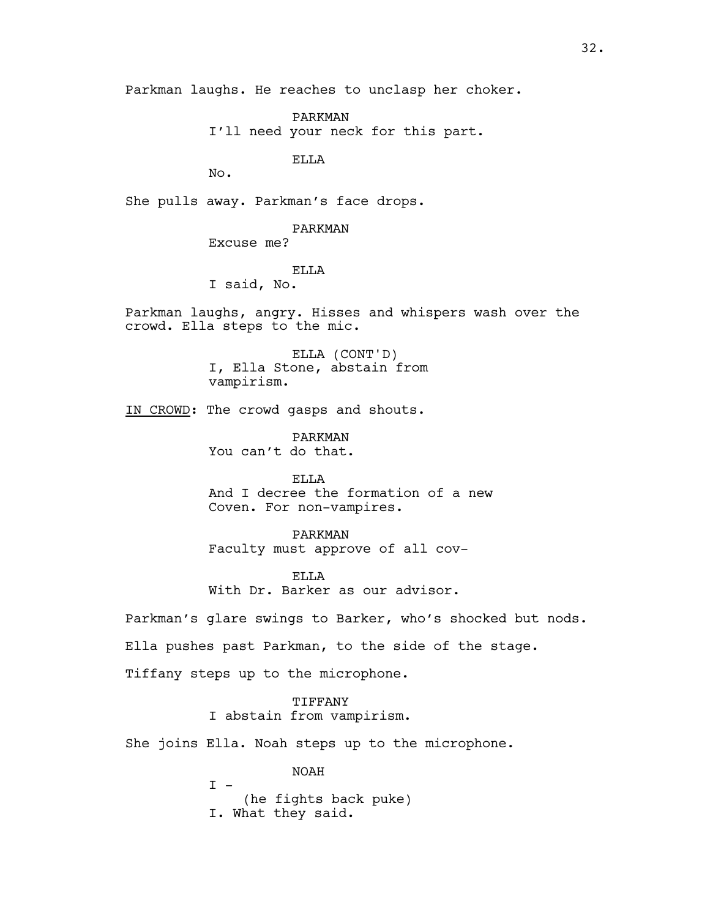Parkman laughs. He reaches to unclasp her choker.

PARKMAN
I'll need your neck for this part.

ELLA
No.

She pulls away. Parkman's face drops.

PARKMAN
Excuse me?

ELLA
I said, No.

Parkman laughs, angry. Hisses and whispers wash over the crowd. Ella steps to the mic.

ELLA (CONT'D)
I, Ella Stone, abstain from vampirism.

IN CROWD: The crowd gasps and shouts.

PARKMAN
You can't do that.

ELLA
And I decree the formation of a new Coven. For non-vampires.

PARKMAN
Faculty must approve of all cov-

ELLA
With Dr. Barker as our advisor.

Parkman's glare swings to Barker, who's shocked but nods.

Ella pushes past Parkman, to the side of the stage.

Tiffany steps up to the microphone.

TIFFANY
I abstain from vampirism.

She joins Ella. Noah steps up to the microphone.

NOAH
I -
(he fights back puke)
I. What they said.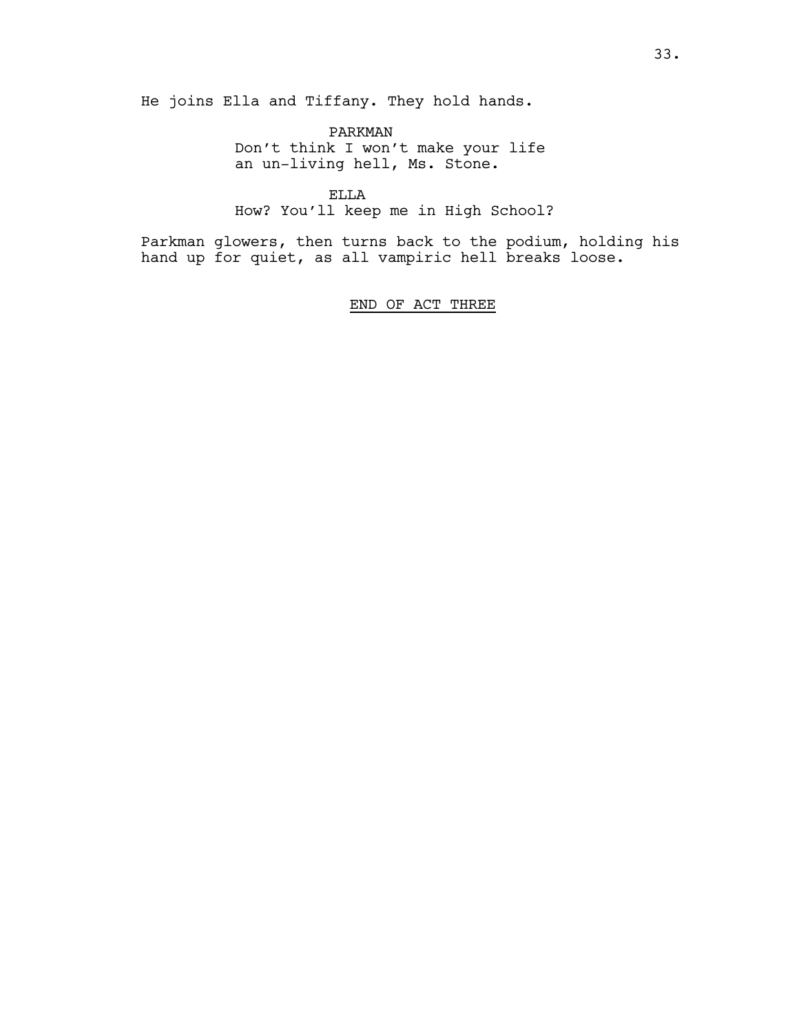He joins Ella and Tiffany. They hold hands.

PARKMAN

Don't think I won't make your life an un-living hell, Ms. Stone.

ELLA

How? You'll keep me in High School?

Parkman glowers, then turns back to the podium, holding his hand up for quiet, as all vampiric hell breaks loose.

<u>END OF ACT THREE</u>